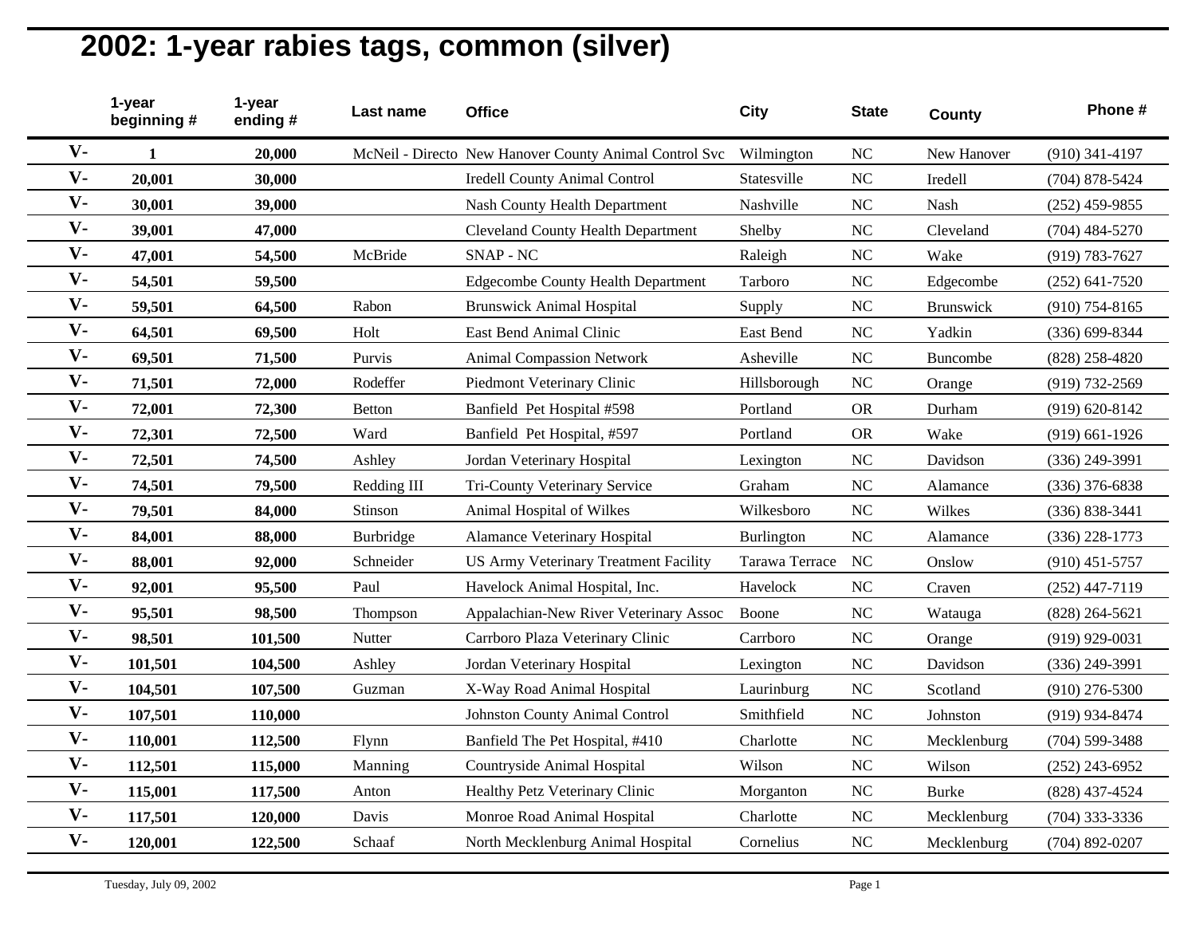# 2002: 1-year rabies tags, common (silver)

| | 1-year beginning # | 1-year ending # | Last name | Office | City | State | County | Phone # |
|---|---|---|---|---|---|---|---|---|
| V- | 1 | 20,000 | McNeil - Directo | New Hanover County Animal Control Svc | Wilmington | NC | New Hanover | (910) 341-4197 |
| V- | 20,001 | 30,000 | | Iredell County Animal Control | Statesville | NC | Iredell | (704) 878-5424 |
| V- | 30,001 | 39,000 | | Nash County Health Department | Nashville | NC | Nash | (252) 459-9855 |
| V- | 39,001 | 47,000 | | Cleveland County Health Department | Shelby | NC | Cleveland | (704) 484-5270 |
| V- | 47,001 | 54,500 | McBride | SNAP - NC | Raleigh | NC | Wake | (919) 783-7627 |
| V- | 54,501 | 59,500 | | Edgecombe County Health Department | Tarboro | NC | Edgecombe | (252) 641-7520 |
| V- | 59,501 | 64,500 | Rabon | Brunswick Animal Hospital | Supply | NC | Brunswick | (910) 754-8165 |
| V- | 64,501 | 69,500 | Holt | East Bend Animal Clinic | East Bend | NC | Yadkin | (336) 699-8344 |
| V- | 69,501 | 71,500 | Purvis | Animal Compassion Network | Asheville | NC | Buncombe | (828) 258-4820 |
| V- | 71,501 | 72,000 | Rodeffer | Piedmont Veterinary Clinic | Hillsborough | NC | Orange | (919) 732-2569 |
| V- | 72,001 | 72,300 | Betton | Banfield Pet Hospital #598 | Portland | OR | Durham | (919) 620-8142 |
| V- | 72,301 | 72,500 | Ward | Banfield Pet Hospital, #597 | Portland | OR | Wake | (919) 661-1926 |
| V- | 72,501 | 74,500 | Ashley | Jordan Veterinary Hospital | Lexington | NC | Davidson | (336) 249-3991 |
| V- | 74,501 | 79,500 | Redding III | Tri-County Veterinary Service | Graham | NC | Alamance | (336) 376-6838 |
| V- | 79,501 | 84,000 | Stinson | Animal Hospital of Wilkes | Wilkesboro | NC | Wilkes | (336) 838-3441 |
| V- | 84,001 | 88,000 | Burbridge | Alamance Veterinary Hospital | Burlington | NC | Alamance | (336) 228-1773 |
| V- | 88,001 | 92,000 | Schneider | US Army Veterinary Treatment Facility | Tarawa Terrace | NC | Onslow | (910) 451-5757 |
| V- | 92,001 | 95,500 | Paul | Havelock Animal Hospital, Inc. | Havelock | NC | Craven | (252) 447-7119 |
| V- | 95,501 | 98,500 | Thompson | Appalachian-New River Veterinary Assoc | Boone | NC | Watauga | (828) 264-5621 |
| V- | 98,501 | 101,500 | Nutter | Carrboro Plaza Veterinary Clinic | Carrboro | NC | Orange | (919) 929-0031 |
| V- | 101,501 | 104,500 | Ashley | Jordan Veterinary Hospital | Lexington | NC | Davidson | (336) 249-3991 |
| V- | 104,501 | 107,500 | Guzman | X-Way Road Animal Hospital | Laurinburg | NC | Scotland | (910) 276-5300 |
| V- | 107,501 | 110,000 | | Johnston County Animal Control | Smithfield | NC | Johnston | (919) 934-8474 |
| V- | 110,001 | 112,500 | Flynn | Banfield The Pet Hospital, #410 | Charlotte | NC | Mecklenburg | (704) 599-3488 |
| V- | 112,501 | 115,000 | Manning | Countryside Animal Hospital | Wilson | NC | Wilson | (252) 243-6952 |
| V- | 115,001 | 117,500 | Anton | Healthy Petz Veterinary Clinic | Morganton | NC | Burke | (828) 437-4524 |
| V- | 117,501 | 120,000 | Davis | Monroe Road Animal Hospital | Charlotte | NC | Mecklenburg | (704) 333-3336 |
| V- | 120,001 | 122,500 | Schaaf | North Mecklenburg Animal Hospital | Cornelius | NC | Mecklenburg | (704) 892-0207 |

Tuesday, July 09, 2002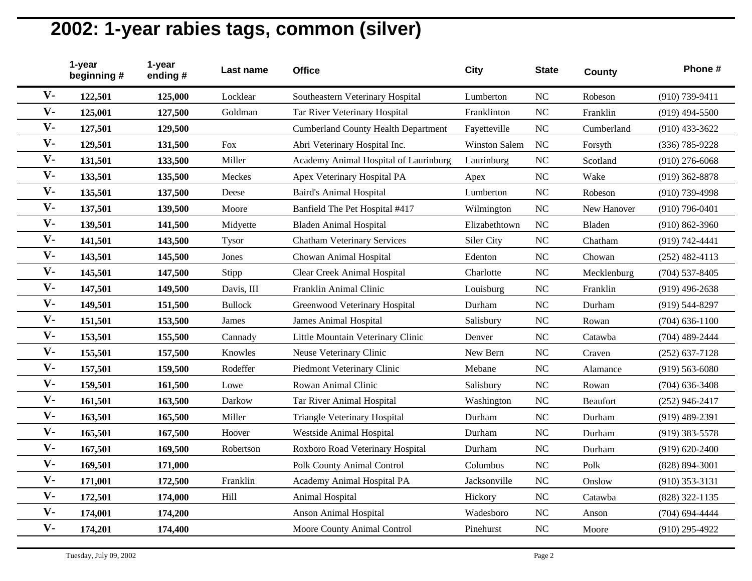# 2002: 1-year rabies tags, common (silver)

| | 1-year beginning # | 1-year ending # | Last name | Office | City | State | County | Phone # |
|---|---|---|---|---|---|---|---|---|
| V- | 122,501 | 125,000 | Locklear | Southeastern Veterinary Hospital | Lumberton | NC | Robeson | (910) 739-9411 |
| V- | 125,001 | 127,500 | Goldman | Tar River Veterinary Hospital | Franklinton | NC | Franklin | (919) 494-5500 |
| V- | 127,501 | 129,500 | | Cumberland County Health Department | Fayetteville | NC | Cumberland | (910) 433-3622 |
| V- | 129,501 | 131,500 | Fox | Abri Veterinary Hospital Inc. | Winston Salem | NC | Forsyth | (336) 785-9228 |
| V- | 131,501 | 133,500 | Miller | Academy Animal Hospital of Laurinburg | Laurinburg | NC | Scotland | (910) 276-6068 |
| V- | 133,501 | 135,500 | Meckes | Apex Veterinary Hospital PA | Apex | NC | Wake | (919) 362-8878 |
| V- | 135,501 | 137,500 | Deese | Baird's Animal Hospital | Lumberton | NC | Robeson | (910) 739-4998 |
| V- | 137,501 | 139,500 | Moore | Banfield The Pet Hospital #417 | Wilmington | NC | New Hanover | (910) 796-0401 |
| V- | 139,501 | 141,500 | Midyette | Bladen Animal Hospital | Elizabethtown | NC | Bladen | (910) 862-3960 |
| V- | 141,501 | 143,500 | Tysor | Chatham Veterinary Services | Siler City | NC | Chatham | (919) 742-4441 |
| V- | 143,501 | 145,500 | Jones | Chowan Animal Hospital | Edenton | NC | Chowan | (252) 482-4113 |
| V- | 145,501 | 147,500 | Stipp | Clear Creek Animal Hospital | Charlotte | NC | Mecklenburg | (704) 537-8405 |
| V- | 147,501 | 149,500 | Davis, III | Franklin Animal Clinic | Louisburg | NC | Franklin | (919) 496-2638 |
| V- | 149,501 | 151,500 | Bullock | Greenwood Veterinary Hospital | Durham | NC | Durham | (919) 544-8297 |
| V- | 151,501 | 153,500 | James | James Animal Hospital | Salisbury | NC | Rowan | (704) 636-1100 |
| V- | 153,501 | 155,500 | Cannady | Little Mountain Veterinary Clinic | Denver | NC | Catawba | (704) 489-2444 |
| V- | 155,501 | 157,500 | Knowles | Neuse Veterinary Clinic | New Bern | NC | Craven | (252) 637-7128 |
| V- | 157,501 | 159,500 | Rodeffer | Piedmont Veterinary Clinic | Mebane | NC | Alamance | (919) 563-6080 |
| V- | 159,501 | 161,500 | Lowe | Rowan Animal Clinic | Salisbury | NC | Rowan | (704) 636-3408 |
| V- | 161,501 | 163,500 | Darkow | Tar River Animal Hospital | Washington | NC | Beaufort | (252) 946-2417 |
| V- | 163,501 | 165,500 | Miller | Triangle Veterinary Hospital | Durham | NC | Durham | (919) 489-2391 |
| V- | 165,501 | 167,500 | Hoover | Westside Animal Hospital | Durham | NC | Durham | (919) 383-5578 |
| V- | 167,501 | 169,500 | Robertson | Roxboro Road Veterinary Hospital | Durham | NC | Durham | (919) 620-2400 |
| V- | 169,501 | 171,000 | | Polk County Animal Control | Columbus | NC | Polk | (828) 894-3001 |
| V- | 171,001 | 172,500 | Franklin | Academy Animal Hospital PA | Jacksonville | NC | Onslow | (910) 353-3131 |
| V- | 172,501 | 174,000 | Hill | Animal Hospital | Hickory | NC | Catawba | (828) 322-1135 |
| V- | 174,001 | 174,200 | | Anson Animal Hospital | Wadesboro | NC | Anson | (704) 694-4444 |
| V- | 174,201 | 174,400 | | Moore County Animal Control | Pinehurst | NC | Moore | (910) 295-4922 |

Tuesday, July 09, 2002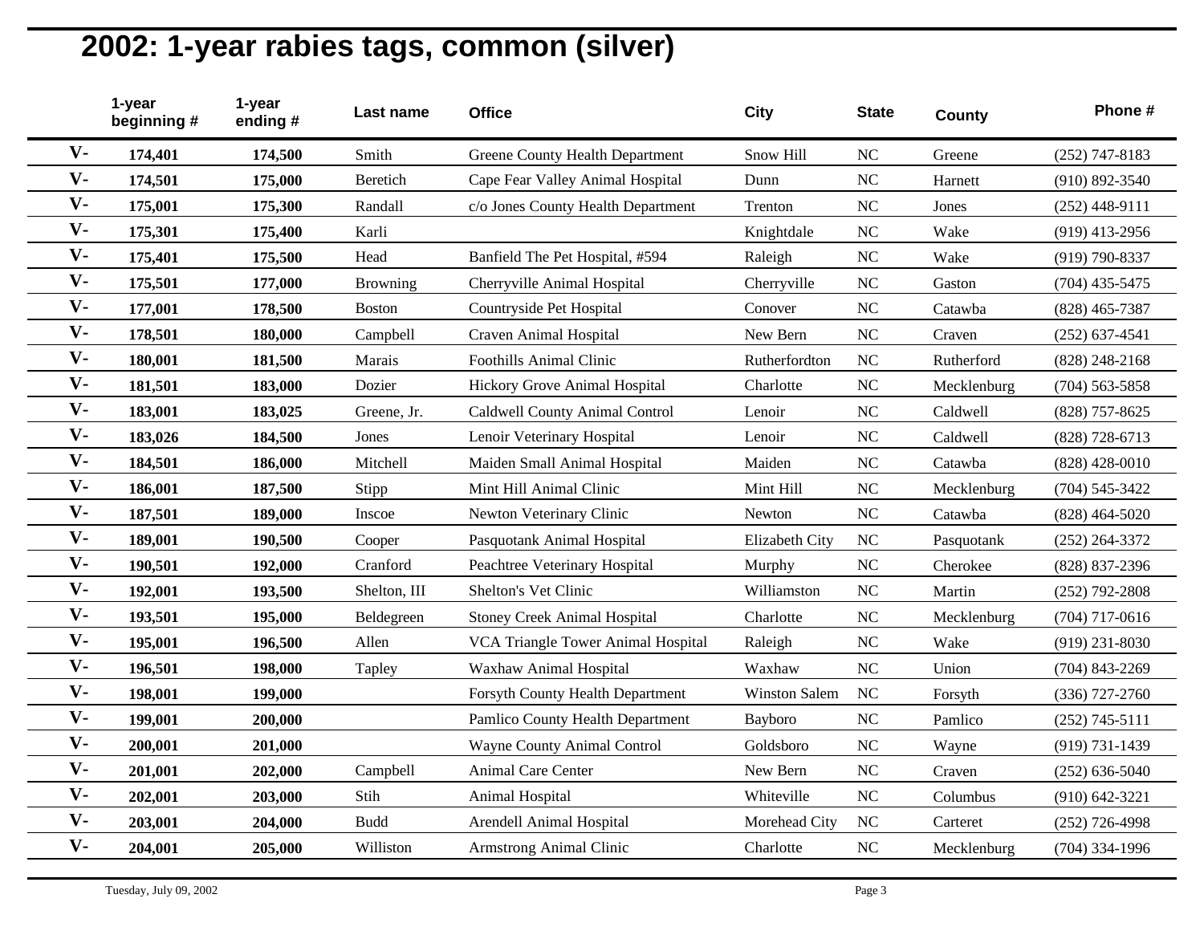# 2002: 1-year rabies tags, common (silver)

| | 1-year beginning # | 1-year ending # | Last name | Office | City | State | County | Phone # |
|---|---|---|---|---|---|---|---|---|
| V- | 174,401 | 174,500 | Smith | Greene County Health Department | Snow Hill | NC | Greene | (252) 747-8183 |
| V- | 174,501 | 175,000 | Beretich | Cape Fear Valley Animal Hospital | Dunn | NC | Harnett | (910) 892-3540 |
| V- | 175,001 | 175,300 | Randall | c/o Jones County Health Department | Trenton | NC | Jones | (252) 448-9111 |
| V- | 175,301 | 175,400 | Karli | | Knightdale | NC | Wake | (919) 413-2956 |
| V- | 175,401 | 175,500 | Head | Banfield The Pet Hospital, #594 | Raleigh | NC | Wake | (919) 790-8337 |
| V- | 175,501 | 177,000 | Browning | Cherryville Animal Hospital | Cherryville | NC | Gaston | (704) 435-5475 |
| V- | 177,001 | 178,500 | Boston | Countryside Pet Hospital | Conover | NC | Catawba | (828) 465-7387 |
| V- | 178,501 | 180,000 | Campbell | Craven Animal Hospital | New Bern | NC | Craven | (252) 637-4541 |
| V- | 180,001 | 181,500 | Marais | Foothills Animal Clinic | Rutherfordton | NC | Rutherford | (828) 248-2168 |
| V- | 181,501 | 183,000 | Dozier | Hickory Grove Animal Hospital | Charlotte | NC | Mecklenburg | (704) 563-5858 |
| V- | 183,001 | 183,025 | Greene, Jr. | Caldwell County Animal Control | Lenoir | NC | Caldwell | (828) 757-8625 |
| V- | 183,026 | 184,500 | Jones | Lenoir Veterinary Hospital | Lenoir | NC | Caldwell | (828) 728-6713 |
| V- | 184,501 | 186,000 | Mitchell | Maiden Small Animal Hospital | Maiden | NC | Catawba | (828) 428-0010 |
| V- | 186,001 | 187,500 | Stipp | Mint Hill Animal Clinic | Mint Hill | NC | Mecklenburg | (704) 545-3422 |
| V- | 187,501 | 189,000 | Inscoe | Newton Veterinary Clinic | Newton | NC | Catawba | (828) 464-5020 |
| V- | 189,001 | 190,500 | Cooper | Pasquotank Animal Hospital | Elizabeth City | NC | Pasquotank | (252) 264-3372 |
| V- | 190,501 | 192,000 | Cranford | Peachtree Veterinary Hospital | Murphy | NC | Cherokee | (828) 837-2396 |
| V- | 192,001 | 193,500 | Shelton, III | Shelton's Vet Clinic | Williamston | NC | Martin | (252) 792-2808 |
| V- | 193,501 | 195,000 | Beldegreen | Stoney Creek Animal Hospital | Charlotte | NC | Mecklenburg | (704) 717-0616 |
| V- | 195,001 | 196,500 | Allen | VCA Triangle Tower Animal Hospital | Raleigh | NC | Wake | (919) 231-8030 |
| V- | 196,501 | 198,000 | Tapley | Waxhaw Animal Hospital | Waxhaw | NC | Union | (704) 843-2269 |
| V- | 198,001 | 199,000 | | Forsyth County Health Department | Winston Salem | NC | Forsyth | (336) 727-2760 |
| V- | 199,001 | 200,000 | | Pamlico County Health Department | Bayboro | NC | Pamlico | (252) 745-5111 |
| V- | 200,001 | 201,000 | | Wayne County Animal Control | Goldsboro | NC | Wayne | (919) 731-1439 |
| V- | 201,001 | 202,000 | Campbell | Animal Care Center | New Bern | NC | Craven | (252) 636-5040 |
| V- | 202,001 | 203,000 | Stih | Animal Hospital | Whiteville | NC | Columbus | (910) 642-3221 |
| V- | 203,001 | 204,000 | Budd | Arendell Animal Hospital | Morehead City | NC | Carteret | (252) 726-4998 |
| V- | 204,001 | 205,000 | Williston | Armstrong Animal Clinic | Charlotte | NC | Mecklenburg | (704) 334-1996 |

Tuesday, July 09, 2002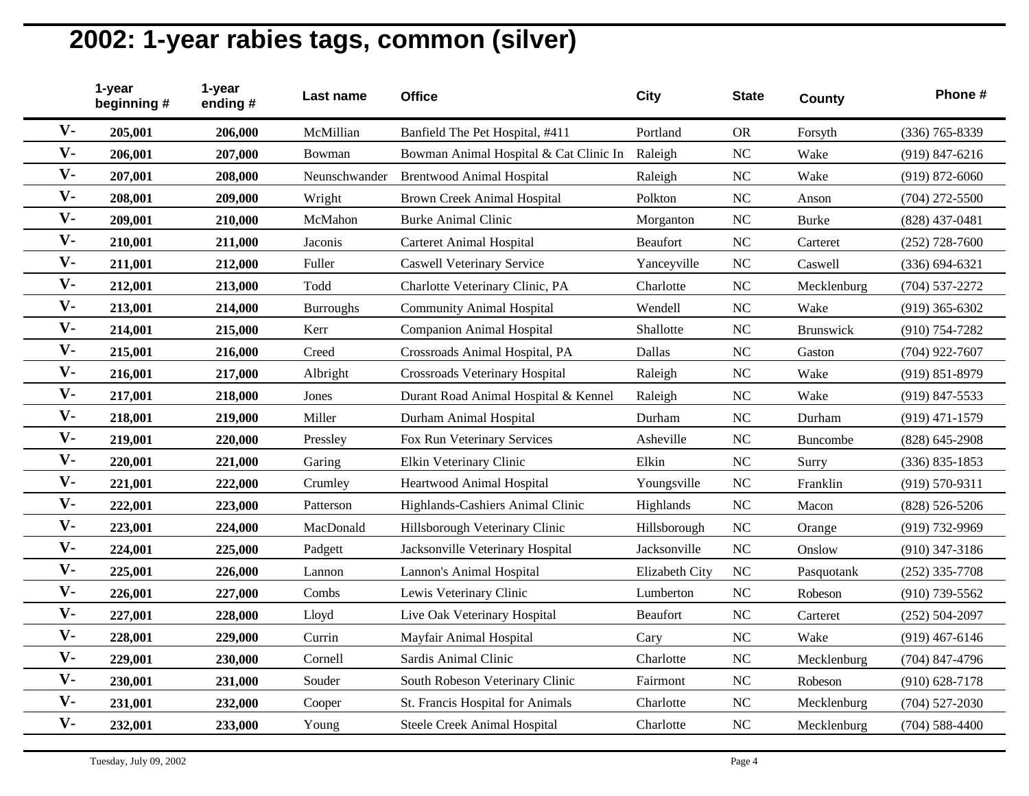# 2002: 1-year rabies tags, common (silver)

| | 1-year beginning # | 1-year ending # | Last name | Office | City | State | County | Phone # |
|---|---|---|---|---|---|---|---|---|
| V- | **205,001** | **206,000** | McMillian | Banfield The Pet Hospital, #411 | Portland | OR | Forsyth | (336) 765-8339 |
| V- | **206,001** | **207,000** | Bowman | Bowman Animal Hospital & Cat Clinic In | Raleigh | NC | Wake | (919) 847-6216 |
| V- | **207,001** | **208,000** | Neunschwander | Brentwood Animal Hospital | Raleigh | NC | Wake | (919) 872-6060 |
| V- | **208,001** | **209,000** | Wright | Brown Creek Animal Hospital | Polkton | NC | Anson | (704) 272-5500 |
| V- | **209,001** | **210,000** | McMahon | Burke Animal Clinic | Morganton | NC | Burke | (828) 437-0481 |
| V- | **210,001** | **211,000** | Jaconis | Carteret Animal Hospital | Beaufort | NC | Carteret | (252) 728-7600 |
| V- | **211,001** | **212,000** | Fuller | Caswell Veterinary Service | Yanceyville | NC | Caswell | (336) 694-6321 |
| V- | **212,001** | **213,000** | Todd | Charlotte Veterinary Clinic, PA | Charlotte | NC | Mecklenburg | (704) 537-2272 |
| V- | **213,001** | **214,000** | Burroughs | Community Animal Hospital | Wendell | NC | Wake | (919) 365-6302 |
| V- | **214,001** | **215,000** | Kerr | Companion Animal Hospital | Shallotte | NC | Brunswick | (910) 754-7282 |
| V- | **215,001** | **216,000** | Creed | Crossroads Animal Hospital, PA | Dallas | NC | Gaston | (704) 922-7607 |
| V- | **216,001** | **217,000** | Albright | Crossroads Veterinary Hospital | Raleigh | NC | Wake | (919) 851-8979 |
| V- | **217,001** | **218,000** | Jones | Durant Road Animal Hospital & Kennel | Raleigh | NC | Wake | (919) 847-5533 |
| V- | **218,001** | **219,000** | Miller | Durham Animal Hospital | Durham | NC | Durham | (919) 471-1579 |
| V- | **219,001** | **220,000** | Pressley | Fox Run Veterinary Services | Asheville | NC | Buncombe | (828) 645-2908 |
| V- | **220,001** | **221,000** | Garing | Elkin Veterinary Clinic | Elkin | NC | Surry | (336) 835-1853 |
| V- | **221,001** | **222,000** | Crumley | Heartwood Animal Hospital | Youngsville | NC | Franklin | (919) 570-9311 |
| V- | **222,001** | **223,000** | Patterson | Highlands-Cashiers Animal Clinic | Highlands | NC | Macon | (828) 526-5206 |
| V- | **223,001** | **224,000** | MacDonald | Hillsborough Veterinary Clinic | Hillsborough | NC | Orange | (919) 732-9969 |
| V- | **224,001** | **225,000** | Padgett | Jacksonville Veterinary Hospital | Jacksonville | NC | Onslow | (910) 347-3186 |
| V- | **225,001** | **226,000** | Lannon | Lannon's Animal Hospital | Elizabeth City | NC | Pasquotank | (252) 335-7708 |
| V- | **226,001** | **227,000** | Combs | Lewis Veterinary Clinic | Lumberton | NC | Robeson | (910) 739-5562 |
| V- | **227,001** | **228,000** | Lloyd | Live Oak Veterinary Hospital | Beaufort | NC | Carteret | (252) 504-2097 |
| V- | **228,001** | **229,000** | Currin | Mayfair Animal Hospital | Cary | NC | Wake | (919) 467-6146 |
| V- | **229,001** | **230,000** | Cornell | Sardis Animal Clinic | Charlotte | NC | Mecklenburg | (704) 847-4796 |
| V- | **230,001** | **231,000** | Souder | South Robeson Veterinary Clinic | Fairmont | NC | Robeson | (910) 628-7178 |
| V- | **231,001** | **232,000** | Cooper | St. Francis Hospital for Animals | Charlotte | NC | Mecklenburg | (704) 527-2030 |
| V- | **232,001** | **233,000** | Young | Steele Creek Animal Hospital | Charlotte | NC | Mecklenburg | (704) 588-4400 |

Tuesday, July 09, 2002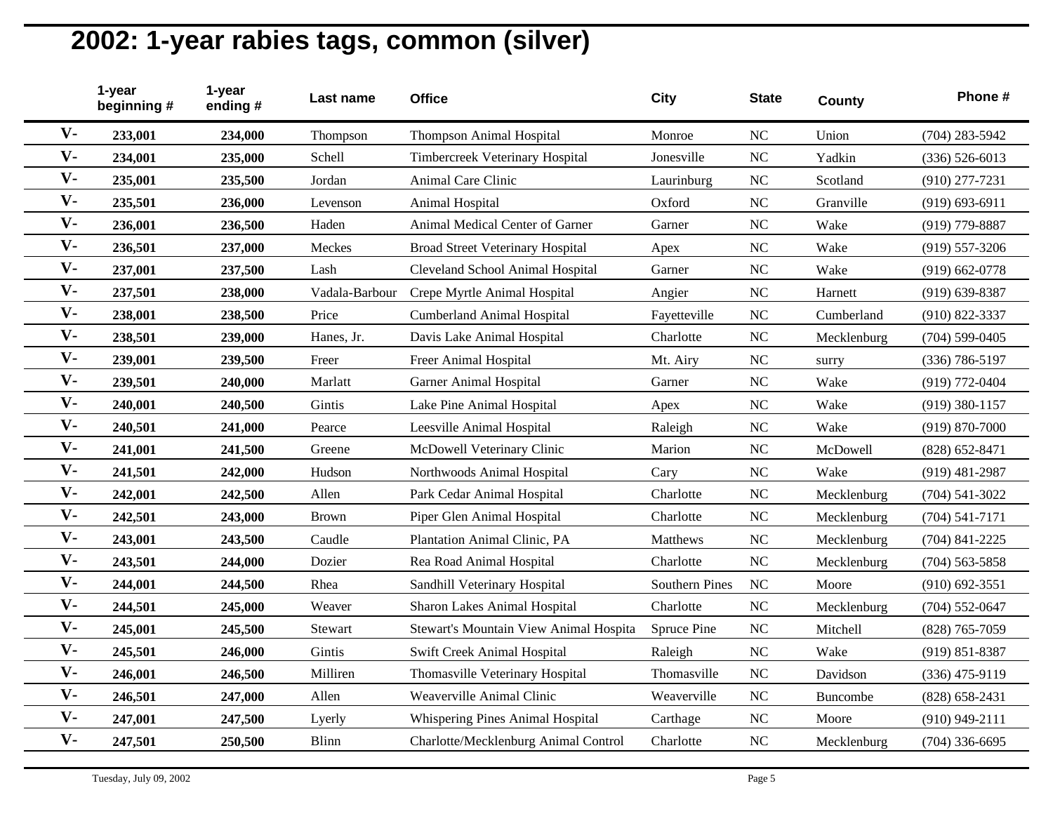## 2002: 1-year rabies tags, common (silver)

| | 1-year beginning # | 1-year ending # | Last name | Office | City | State | County | Phone # |
|---|---|---|---|---|---|---|---|---|
| **V-** | **233,001** | **234,000** | Thompson | Thompson Animal Hospital | Monroe | NC | Union | (704) 283-5942 |
| **V-** | **234,001** | **235,000** | Schell | Timbercreek Veterinary Hospital | Jonesville | NC | Yadkin | (336) 526-6013 |
| **V-** | **235,001** | **235,500** | Jordan | Animal Care Clinic | Laurinburg | NC | Scotland | (910) 277-7231 |
| **V-** | **235,501** | **236,000** | Levenson | Animal Hospital | Oxford | NC | Granville | (919) 693-6911 |
| **V-** | **236,001** | **236,500** | Haden | Animal Medical Center of Garner | Garner | NC | Wake | (919) 779-8887 |
| **V-** | **236,501** | **237,000** | Meckes | Broad Street Veterinary Hospital | Apex | NC | Wake | (919) 557-3206 |
| **V-** | **237,001** | **237,500** | Lash | Cleveland School Animal Hospital | Garner | NC | Wake | (919) 662-0778 |
| **V-** | **237,501** | **238,000** | Vadala-Barbour | Crepe Myrtle Animal Hospital | Angier | NC | Harnett | (919) 639-8387 |
| **V-** | **238,001** | **238,500** | Price | Cumberland Animal Hospital | Fayetteville | NC | Cumberland | (910) 822-3337 |
| **V-** | **238,501** | **239,000** | Hanes, Jr. | Davis Lake Animal Hospital | Charlotte | NC | Mecklenburg | (704) 599-0405 |
| **V-** | **239,001** | **239,500** | Freer | Freer Animal Hospital | Mt. Airy | NC | surry | (336) 786-5197 |
| **V-** | **239,501** | **240,000** | Marlatt | Garner Animal Hospital | Garner | NC | Wake | (919) 772-0404 |
| **V-** | **240,001** | **240,500** | Gintis | Lake Pine Animal Hospital | Apex | NC | Wake | (919) 380-1157 |
| **V-** | **240,501** | **241,000** | Pearce | Leesville Animal Hospital | Raleigh | NC | Wake | (919) 870-7000 |
| **V-** | **241,001** | **241,500** | Greene | McDowell Veterinary Clinic | Marion | NC | McDowell | (828) 652-8471 |
| **V-** | **241,501** | **242,000** | Hudson | Northwoods Animal Hospital | Cary | NC | Wake | (919) 481-2987 |
| **V-** | **242,001** | **242,500** | Allen | Park Cedar Animal Hospital | Charlotte | NC | Mecklenburg | (704) 541-3022 |
| **V-** | **242,501** | **243,000** | Brown | Piper Glen Animal Hospital | Charlotte | NC | Mecklenburg | (704) 541-7171 |
| **V-** | **243,001** | **243,500** | Caudle | Plantation Animal Clinic, PA | Matthews | NC | Mecklenburg | (704) 841-2225 |
| **V-** | **243,501** | **244,000** | Dozier | Rea Road Animal Hospital | Charlotte | NC | Mecklenburg | (704) 563-5858 |
| **V-** | **244,001** | **244,500** | Rhea | Sandhill Veterinary Hospital | Southern Pines | NC | Moore | (910) 692-3551 |
| **V-** | **244,501** | **245,000** | Weaver | Sharon Lakes Animal Hospital | Charlotte | NC | Mecklenburg | (704) 552-0647 |
| **V-** | **245,001** | **245,500** | Stewart | Stewart's Mountain View Animal Hospita | Spruce Pine | NC | Mitchell | (828) 765-7059 |
| **V-** | **245,501** | **246,000** | Gintis | Swift Creek Animal Hospital | Raleigh | NC | Wake | (919) 851-8387 |
| **V-** | **246,001** | **246,500** | Milliren | Thomasville Veterinary Hospital | Thomasville | NC | Davidson | (336) 475-9119 |
| **V-** | **246,501** | **247,000** | Allen | Weaverville Animal Clinic | Weaverville | NC | Buncombe | (828) 658-2431 |
| **V-** | **247,001** | **247,500** | Lyerly | Whispering Pines Animal Hospital | Carthage | NC | Moore | (910) 949-2111 |
| **V-** | **247,501** | **250,500** | Blinn | Charlotte/Mecklenburg Animal Control | Charlotte | NC | Mecklenburg | (704) 336-6695 |

Tuesday, July 09, 2002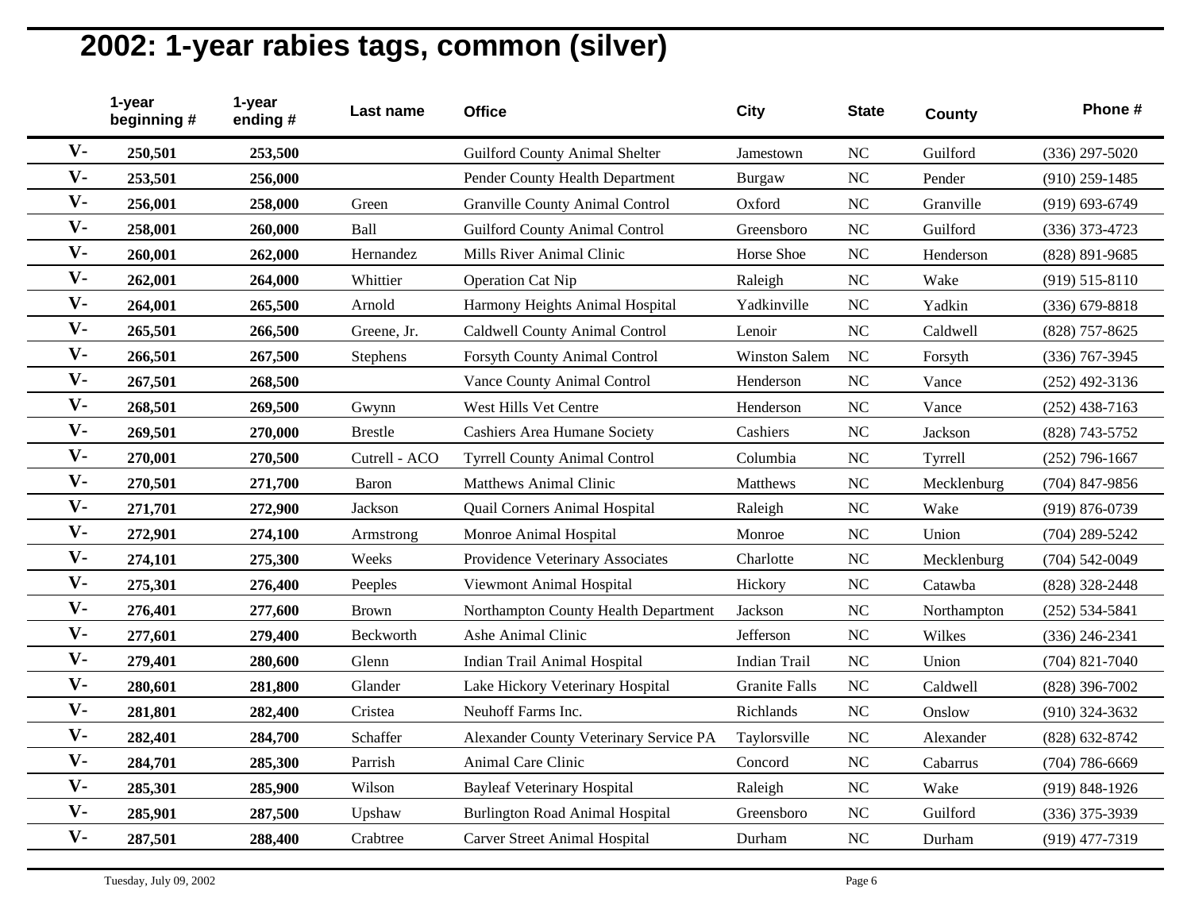# 2002: 1-year rabies tags, common (silver)

| | 1-year beginning # | 1-year ending # | Last name | Office | City | State | County | Phone # |
|---|---|---|---|---|---|---|---|---|
| V- | 250,501 | 253,500 | | Guilford County Animal Shelter | Jamestown | NC | Guilford | (336) 297-5020 |
| V- | 253,501 | 256,000 | | Pender County Health Department | Burgaw | NC | Pender | (910) 259-1485 |
| V- | 256,001 | 258,000 | Green | Granville County Animal Control | Oxford | NC | Granville | (919) 693-6749 |
| V- | 258,001 | 260,000 | Ball | Guilford County Animal Control | Greensboro | NC | Guilford | (336) 373-4723 |
| V- | 260,001 | 262,000 | Hernandez | Mills River Animal Clinic | Horse Shoe | NC | Henderson | (828) 891-9685 |
| V- | 262,001 | 264,000 | Whittier | Operation Cat Nip | Raleigh | NC | Wake | (919) 515-8110 |
| V- | 264,001 | 265,500 | Arnold | Harmony Heights Animal Hospital | Yadkinville | NC | Yadkin | (336) 679-8818 |
| V- | 265,501 | 266,500 | Greene, Jr. | Caldwell County Animal Control | Lenoir | NC | Caldwell | (828) 757-8625 |
| V- | 266,501 | 267,500 | Stephens | Forsyth County Animal Control | Winston Salem | NC | Forsyth | (336) 767-3945 |
| V- | 267,501 | 268,500 | | Vance County Animal Control | Henderson | NC | Vance | (252) 492-3136 |
| V- | 268,501 | 269,500 | Gwynn | West Hills Vet Centre | Henderson | NC | Vance | (252) 438-7163 |
| V- | 269,501 | 270,000 | Brestle | Cashiers Area Humane Society | Cashiers | NC | Jackson | (828) 743-5752 |
| V- | 270,001 | 270,500 | Cutrell - ACO | Tyrrell County Animal Control | Columbia | NC | Tyrrell | (252) 796-1667 |
| V- | 270,501 | 271,700 | Baron | Matthews Animal Clinic | Matthews | NC | Mecklenburg | (704) 847-9856 |
| V- | 271,701 | 272,900 | Jackson | Quail Corners Animal Hospital | Raleigh | NC | Wake | (919) 876-0739 |
| V- | 272,901 | 274,100 | Armstrong | Monroe Animal Hospital | Monroe | NC | Union | (704) 289-5242 |
| V- | 274,101 | 275,300 | Weeks | Providence Veterinary Associates | Charlotte | NC | Mecklenburg | (704) 542-0049 |
| V- | 275,301 | 276,400 | Peeples | Viewmont Animal Hospital | Hickory | NC | Catawba | (828) 328-2448 |
| V- | 276,401 | 277,600 | Brown | Northampton County Health Department | Jackson | NC | Northampton | (252) 534-5841 |
| V- | 277,601 | 279,400 | Beckworth | Ashe Animal Clinic | Jefferson | NC | Wilkes | (336) 246-2341 |
| V- | 279,401 | 280,600 | Glenn | Indian Trail Animal Hospital | Indian Trail | NC | Union | (704) 821-7040 |
| V- | 280,601 | 281,800 | Glander | Lake Hickory Veterinary Hospital | Granite Falls | NC | Caldwell | (828) 396-7002 |
| V- | 281,801 | 282,400 | Cristea | Neuhoff Farms Inc. | Richlands | NC | Onslow | (910) 324-3632 |
| V- | 282,401 | 284,700 | Schaffer | Alexander County Veterinary Service PA | Taylorsville | NC | Alexander | (828) 632-8742 |
| V- | 284,701 | 285,300 | Parrish | Animal Care Clinic | Concord | NC | Cabarrus | (704) 786-6669 |
| V- | 285,301 | 285,900 | Wilson | Bayleaf Veterinary Hospital | Raleigh | NC | Wake | (919) 848-1926 |
| V- | 285,901 | 287,500 | Upshaw | Burlington Road Animal Hospital | Greensboro | NC | Guilford | (336) 375-3939 |
| V- | 287,501 | 288,400 | Crabtree | Carver Street Animal Hospital | Durham | NC | Durham | (919) 477-7319 |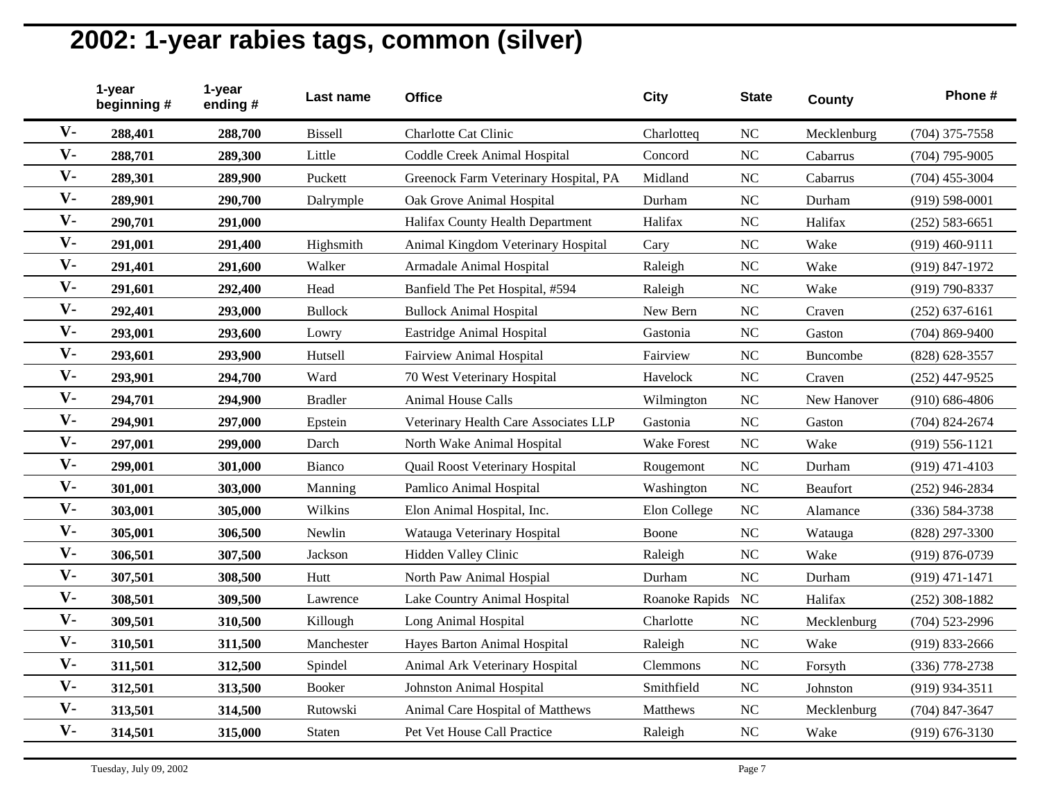# 2002: 1-year rabies tags, common (silver)

| | 1-year beginning # | 1-year ending # | Last name | Office | City | State | County | Phone # |
|---|---|---|---|---|---|---|---|---|
| V- | 288,401 | 288,700 | Bissell | Charlotte Cat Clinic | Charlotteq | NC | Mecklenburg | (704) 375-7558 |
| V- | 288,701 | 289,300 | Little | Coddle Creek Animal Hospital | Concord | NC | Cabarrus | (704) 795-9005 |
| V- | 289,301 | 289,900 | Puckett | Greenock Farm Veterinary Hospital, PA | Midland | NC | Cabarrus | (704) 455-3004 |
| V- | 289,901 | 290,700 | Dalrymple | Oak Grove Animal Hospital | Durham | NC | Durham | (919) 598-0001 |
| V- | 290,701 | 291,000 | | Halifax County Health Department | Halifax | NC | Halifax | (252) 583-6651 |
| V- | 291,001 | 291,400 | Highsmith | Animal Kingdom Veterinary Hospital | Cary | NC | Wake | (919) 460-9111 |
| V- | 291,401 | 291,600 | Walker | Armadale Animal Hospital | Raleigh | NC | Wake | (919) 847-1972 |
| V- | 291,601 | 292,400 | Head | Banfield The Pet Hospital, #594 | Raleigh | NC | Wake | (919) 790-8337 |
| V- | 292,401 | 293,000 | Bullock | Bullock Animal Hospital | New Bern | NC | Craven | (252) 637-6161 |
| V- | 293,001 | 293,600 | Lowry | Eastridge Animal Hospital | Gastonia | NC | Gaston | (704) 869-9400 |
| V- | 293,601 | 293,900 | Hutsell | Fairview Animal Hospital | Fairview | NC | Buncombe | (828) 628-3557 |
| V- | 293,901 | 294,700 | Ward | 70 West Veterinary Hospital | Havelock | NC | Craven | (252) 447-9525 |
| V- | 294,701 | 294,900 | Bradler | Animal House Calls | Wilmington | NC | New Hanover | (910) 686-4806 |
| V- | 294,901 | 297,000 | Epstein | Veterinary Health Care Associates LLP | Gastonia | NC | Gaston | (704) 824-2674 |
| V- | 297,001 | 299,000 | Darch | North Wake Animal Hospital | Wake Forest | NC | Wake | (919) 556-1121 |
| V- | 299,001 | 301,000 | Bianco | Quail Roost Veterinary Hospital | Rougemont | NC | Durham | (919) 471-4103 |
| V- | 301,001 | 303,000 | Manning | Pamlico Animal Hospital | Washington | NC | Beaufort | (252) 946-2834 |
| V- | 303,001 | 305,000 | Wilkins | Elon Animal Hospital, Inc. | Elon College | NC | Alamance | (336) 584-3738 |
| V- | 305,001 | 306,500 | Newlin | Watauga Veterinary Hospital | Boone | NC | Watauga | (828) 297-3300 |
| V- | 306,501 | 307,500 | Jackson | Hidden Valley Clinic | Raleigh | NC | Wake | (919) 876-0739 |
| V- | 307,501 | 308,500 | Hutt | North Paw Animal Hospial | Durham | NC | Durham | (919) 471-1471 |
| V- | 308,501 | 309,500 | Lawrence | Lake Country Animal Hospital | Roanoke Rapids | NC | Halifax | (252) 308-1882 |
| V- | 309,501 | 310,500 | Killough | Long Animal Hospital | Charlotte | NC | Mecklenburg | (704) 523-2996 |
| V- | 310,501 | 311,500 | Manchester | Hayes Barton Animal Hospital | Raleigh | NC | Wake | (919) 833-2666 |
| V- | 311,501 | 312,500 | Spindel | Animal Ark Veterinary Hospital | Clemmons | NC | Forsyth | (336) 778-2738 |
| V- | 312,501 | 313,500 | Booker | Johnston Animal Hospital | Smithfield | NC | Johnston | (919) 934-3511 |
| V- | 313,501 | 314,500 | Rutowski | Animal Care Hospital of Matthews | Matthews | NC | Mecklenburg | (704) 847-3647 |
| V- | 314,501 | 315,000 | Staten | Pet Vet House Call Practice | Raleigh | NC | Wake | (919) 676-3130 |

Tuesday, July 09, 2002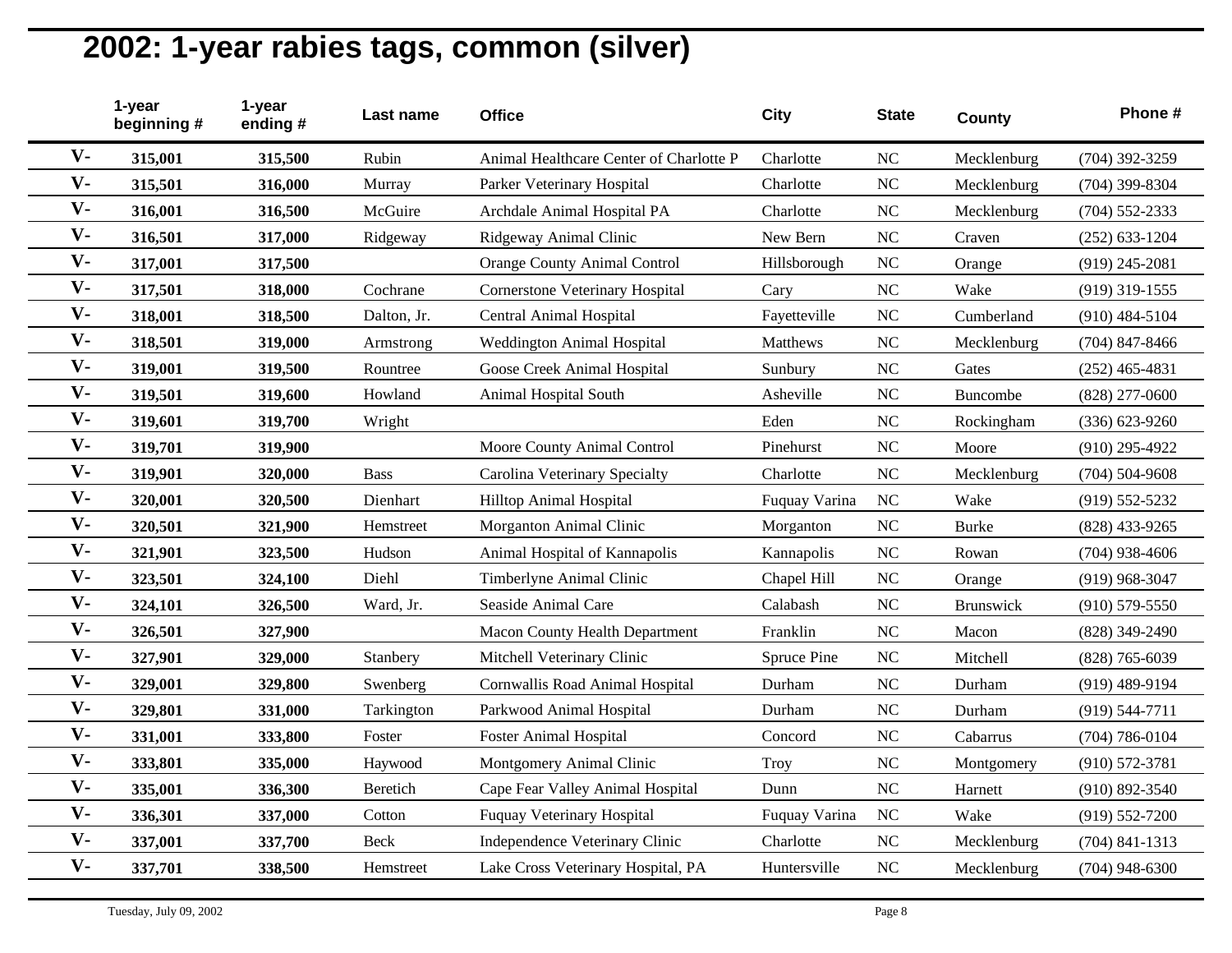# 2002: 1-year rabies tags, common (silver)

| | 1-year beginning # | 1-year ending # | Last name | Office | City | State | County | Phone # |
|---|---|---|---|---|---|---|---|---|
| V- | 315,001 | 315,500 | Rubin | Animal Healthcare Center of Charlotte P | Charlotte | NC | Mecklenburg | (704) 392-3259 |
| V- | 315,501 | 316,000 | Murray | Parker Veterinary Hospital | Charlotte | NC | Mecklenburg | (704) 399-8304 |
| V- | 316,001 | 316,500 | McGuire | Archdale Animal Hospital PA | Charlotte | NC | Mecklenburg | (704) 552-2333 |
| V- | 316,501 | 317,000 | Ridgeway | Ridgeway Animal Clinic | New Bern | NC | Craven | (252) 633-1204 |
| V- | 317,001 | 317,500 | | Orange County Animal Control | Hillsborough | NC | Orange | (919) 245-2081 |
| V- | 317,501 | 318,000 | Cochrane | Cornerstone Veterinary Hospital | Cary | NC | Wake | (919) 319-1555 |
| V- | 318,001 | 318,500 | Dalton, Jr. | Central Animal Hospital | Fayetteville | NC | Cumberland | (910) 484-5104 |
| V- | 318,501 | 319,000 | Armstrong | Weddington Animal Hospital | Matthews | NC | Mecklenburg | (704) 847-8466 |
| V- | 319,001 | 319,500 | Rountree | Goose Creek Animal Hospital | Sunbury | NC | Gates | (252) 465-4831 |
| V- | 319,501 | 319,600 | Howland | Animal Hospital South | Asheville | NC | Buncombe | (828) 277-0600 |
| V- | 319,601 | 319,700 | Wright | | Eden | NC | Rockingham | (336) 623-9260 |
| V- | 319,701 | 319,900 | | Moore County Animal Control | Pinehurst | NC | Moore | (910) 295-4922 |
| V- | 319,901 | 320,000 | Bass | Carolina Veterinary Specialty | Charlotte | NC | Mecklenburg | (704) 504-9608 |
| V- | 320,001 | 320,500 | Dienhart | Hilltop Animal Hospital | Fuquay Varina | NC | Wake | (919) 552-5232 |
| V- | 320,501 | 321,900 | Hemstreet | Morganton Animal Clinic | Morganton | NC | Burke | (828) 433-9265 |
| V- | 321,901 | 323,500 | Hudson | Animal Hospital of Kannapolis | Kannapolis | NC | Rowan | (704) 938-4606 |
| V- | 323,501 | 324,100 | Diehl | Timberlyne Animal Clinic | Chapel Hill | NC | Orange | (919) 968-3047 |
| V- | 324,101 | 326,500 | Ward, Jr. | Seaside Animal Care | Calabash | NC | Brunswick | (910) 579-5550 |
| V- | 326,501 | 327,900 | | Macon County Health Department | Franklin | NC | Macon | (828) 349-2490 |
| V- | 327,901 | 329,000 | Stanbery | Mitchell Veterinary Clinic | Spruce Pine | NC | Mitchell | (828) 765-6039 |
| V- | 329,001 | 329,800 | Swenberg | Cornwallis Road Animal Hospital | Durham | NC | Durham | (919) 489-9194 |
| V- | 329,801 | 331,000 | Tarkington | Parkwood Animal Hospital | Durham | NC | Durham | (919) 544-7711 |
| V- | 331,001 | 333,800 | Foster | Foster Animal Hospital | Concord | NC | Cabarrus | (704) 786-0104 |
| V- | 333,801 | 335,000 | Haywood | Montgomery Animal Clinic | Troy | NC | Montgomery | (910) 572-3781 |
| V- | 335,001 | 336,300 | Beretich | Cape Fear Valley Animal Hospital | Dunn | NC | Harnett | (910) 892-3540 |
| V- | 336,301 | 337,000 | Cotton | Fuquay Veterinary Hospital | Fuquay Varina | NC | Wake | (919) 552-7200 |
| V- | 337,001 | 337,700 | Beck | Independence Veterinary Clinic | Charlotte | NC | Mecklenburg | (704) 841-1313 |
| V- | 337,701 | 338,500 | Hemstreet | Lake Cross Veterinary Hospital, PA | Huntersville | NC | Mecklenburg | (704) 948-6300 |

Tuesday, July 09, 2002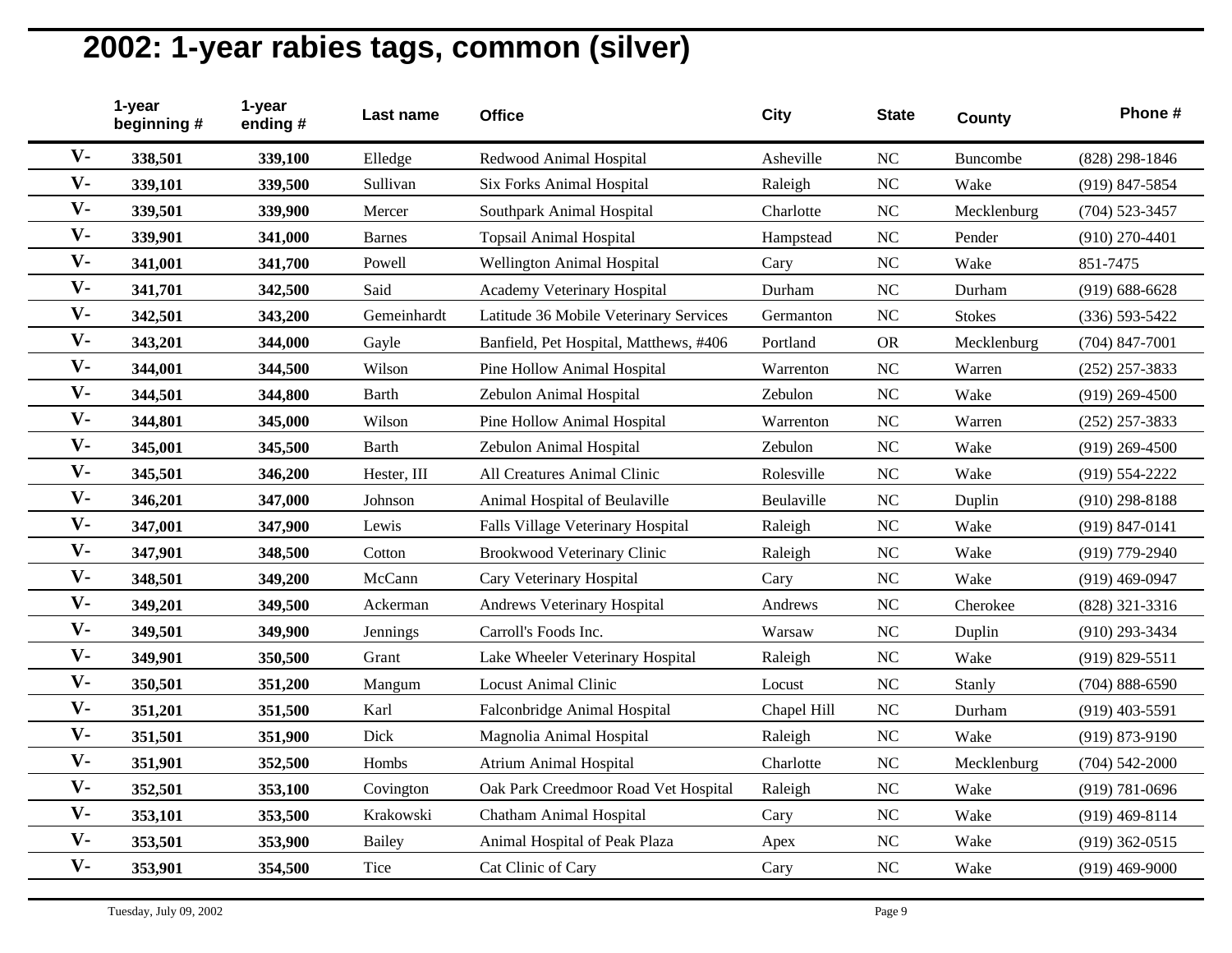# 2002: 1-year rabies tags, common (silver)

| | 1-year beginning # | 1-year ending # | Last name | Office | City | State | County | Phone # |
|---|---|---|---|---|---|---|---|---|
| V- | 338,501 | 339,100 | Elledge | Redwood Animal Hospital | Asheville | NC | Buncombe | (828) 298-1846 |
| V- | 339,101 | 339,500 | Sullivan | Six Forks Animal Hospital | Raleigh | NC | Wake | (919) 847-5854 |
| V- | 339,501 | 339,900 | Mercer | Southpark Animal Hospital | Charlotte | NC | Mecklenburg | (704) 523-3457 |
| V- | 339,901 | 341,000 | Barnes | Topsail Animal Hospital | Hampstead | NC | Pender | (910) 270-4401 |
| V- | 341,001 | 341,700 | Powell | Wellington Animal Hospital | Cary | NC | Wake | 851-7475 |
| V- | 341,701 | 342,500 | Said | Academy Veterinary Hospital | Durham | NC | Durham | (919) 688-6628 |
| V- | 342,501 | 343,200 | Gemeinhardt | Latitude 36 Mobile Veterinary Services | Germanton | NC | Stokes | (336) 593-5422 |
| V- | 343,201 | 344,000 | Gayle | Banfield, Pet Hospital, Matthews, #406 | Portland | OR | Mecklenburg | (704) 847-7001 |
| V- | 344,001 | 344,500 | Wilson | Pine Hollow Animal Hospital | Warrenton | NC | Warren | (252) 257-3833 |
| V- | 344,501 | 344,800 | Barth | Zebulon Animal Hospital | Zebulon | NC | Wake | (919) 269-4500 |
| V- | 344,801 | 345,000 | Wilson | Pine Hollow Animal Hospital | Warrenton | NC | Warren | (252) 257-3833 |
| V- | 345,001 | 345,500 | Barth | Zebulon Animal Hospital | Zebulon | NC | Wake | (919) 269-4500 |
| V- | 345,501 | 346,200 | Hester, III | All Creatures Animal Clinic | Rolesville | NC | Wake | (919) 554-2222 |
| V- | 346,201 | 347,000 | Johnson | Animal Hospital of Beulaville | Beulaville | NC | Duplin | (910) 298-8188 |
| V- | 347,001 | 347,900 | Lewis | Falls Village Veterinary Hospital | Raleigh | NC | Wake | (919) 847-0141 |
| V- | 347,901 | 348,500 | Cotton | Brookwood Veterinary Clinic | Raleigh | NC | Wake | (919) 779-2940 |
| V- | 348,501 | 349,200 | McCann | Cary Veterinary Hospital | Cary | NC | Wake | (919) 469-0947 |
| V- | 349,201 | 349,500 | Ackerman | Andrews Veterinary Hospital | Andrews | NC | Cherokee | (828) 321-3316 |
| V- | 349,501 | 349,900 | Jennings | Carroll's Foods Inc. | Warsaw | NC | Duplin | (910) 293-3434 |
| V- | 349,901 | 350,500 | Grant | Lake Wheeler Veterinary Hospital | Raleigh | NC | Wake | (919) 829-5511 |
| V- | 350,501 | 351,200 | Mangum | Locust Animal Clinic | Locust | NC | Stanly | (704) 888-6590 |
| V- | 351,201 | 351,500 | Karl | Falconbridge Animal Hospital | Chapel Hill | NC | Durham | (919) 403-5591 |
| V- | 351,501 | 351,900 | Dick | Magnolia Animal Hospital | Raleigh | NC | Wake | (919) 873-9190 |
| V- | 351,901 | 352,500 | Hombs | Atrium Animal Hospital | Charlotte | NC | Mecklenburg | (704) 542-2000 |
| V- | 352,501 | 353,100 | Covington | Oak Park Creedmoor Road Vet Hospital | Raleigh | NC | Wake | (919) 781-0696 |
| V- | 353,101 | 353,500 | Krakowski | Chatham Animal Hospital | Cary | NC | Wake | (919) 469-8114 |
| V- | 353,501 | 353,900 | Bailey | Animal Hospital of Peak Plaza | Apex | NC | Wake | (919) 362-0515 |
| V- | 353,901 | 354,500 | Tice | Cat Clinic of Cary | Cary | NC | Wake | (919) 469-9000 |

Tuesday, July 09, 2002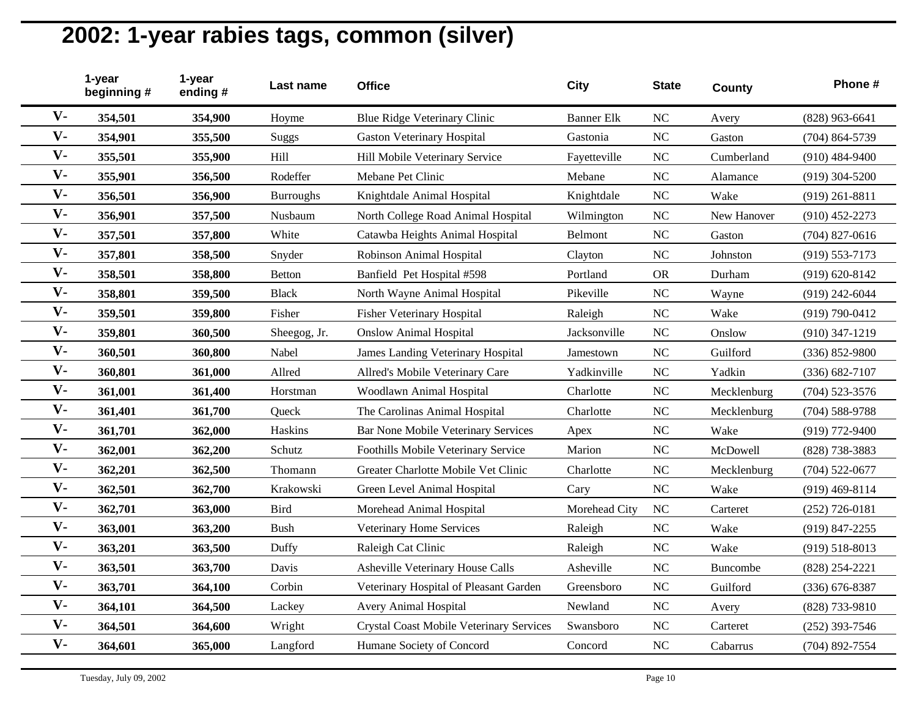# 2002: 1-year rabies tags, common (silver)

| | 1-year beginning # | 1-year ending # | Last name | Office | City | State | County | Phone # |
|---|---|---|---|---|---|---|---|---|
| V- | **354,501** | **354,900** | Hoyme | Blue Ridge Veterinary Clinic | Banner Elk | NC | Avery | (828) 963-6641 |
| V- | **354,901** | **355,500** | Suggs | Gaston Veterinary Hospital | Gastonia | NC | Gaston | (704) 864-5739 |
| V- | **355,501** | **355,900** | Hill | Hill Mobile Veterinary Service | Fayetteville | NC | Cumberland | (910) 484-9400 |
| V- | **355,901** | **356,500** | Rodeffer | Mebane Pet Clinic | Mebane | NC | Alamance | (919) 304-5200 |
| V- | **356,501** | **356,900** | Burroughs | Knightdale Animal Hospital | Knightdale | NC | Wake | (919) 261-8811 |
| V- | **356,901** | **357,500** | Nusbaum | North College Road Animal Hospital | Wilmington | NC | New Hanover | (910) 452-2273 |
| V- | **357,501** | **357,800** | White | Catawba Heights Animal Hospital | Belmont | NC | Gaston | (704) 827-0616 |
| V- | **357,801** | **358,500** | Snyder | Robinson Animal Hospital | Clayton | NC | Johnston | (919) 553-7173 |
| V- | **358,501** | **358,800** | Betton | Banfield Pet Hospital #598 | Portland | OR | Durham | (919) 620-8142 |
| V- | **358,801** | **359,500** | Black | North Wayne Animal Hospital | Pikeville | NC | Wayne | (919) 242-6044 |
| V- | **359,501** | **359,800** | Fisher | Fisher Veterinary Hospital | Raleigh | NC | Wake | (919) 790-0412 |
| V- | **359,801** | **360,500** | Sheegog, Jr. | Onslow Animal Hospital | Jacksonville | NC | Onslow | (910) 347-1219 |
| V- | **360,501** | **360,800** | Nabel | James Landing Veterinary Hospital | Jamestown | NC | Guilford | (336) 852-9800 |
| V- | **360,801** | **361,000** | Allred | Allred's Mobile Veterinary Care | Yadkinville | NC | Yadkin | (336) 682-7107 |
| V- | **361,001** | **361,400** | Horstman | Woodlawn Animal Hospital | Charlotte | NC | Mecklenburg | (704) 523-3576 |
| V- | **361,401** | **361,700** | Queck | The Carolinas Animal Hospital | Charlotte | NC | Mecklenburg | (704) 588-9788 |
| V- | **361,701** | **362,000** | Haskins | Bar None Mobile Veterinary Services | Apex | NC | Wake | (919) 772-9400 |
| V- | **362,001** | **362,200** | Schutz | Foothills Mobile Veterinary Service | Marion | NC | McDowell | (828) 738-3883 |
| V- | **362,201** | **362,500** | Thomann | Greater Charlotte Mobile Vet Clinic | Charlotte | NC | Mecklenburg | (704) 522-0677 |
| V- | **362,501** | **362,700** | Krakowski | Green Level Animal Hospital | Cary | NC | Wake | (919) 469-8114 |
| V- | **362,701** | **363,000** | Bird | Morehead Animal Hospital | Morehead City | NC | Carteret | (252) 726-0181 |
| V- | **363,001** | **363,200** | Bush | Veterinary Home Services | Raleigh | NC | Wake | (919) 847-2255 |
| V- | **363,201** | **363,500** | Duffy | Raleigh Cat Clinic | Raleigh | NC | Wake | (919) 518-8013 |
| V- | **363,501** | **363,700** | Davis | Asheville Veterinary House Calls | Asheville | NC | Buncombe | (828) 254-2221 |
| V- | **363,701** | **364,100** | Corbin | Veterinary Hospital of Pleasant Garden | Greensboro | NC | Guilford | (336) 676-8387 |
| V- | **364,101** | **364,500** | Lackey | Avery Animal Hospital | Newland | NC | Avery | (828) 733-9810 |
| V- | **364,501** | **364,600** | Wright | Crystal Coast Mobile Veterinary Services | Swansboro | NC | Carteret | (252) 393-7546 |
| V- | **364,601** | **365,000** | Langford | Humane Society of Concord | Concord | NC | Cabarrus | (704) 892-7554 |

Tuesday, July 09, 2002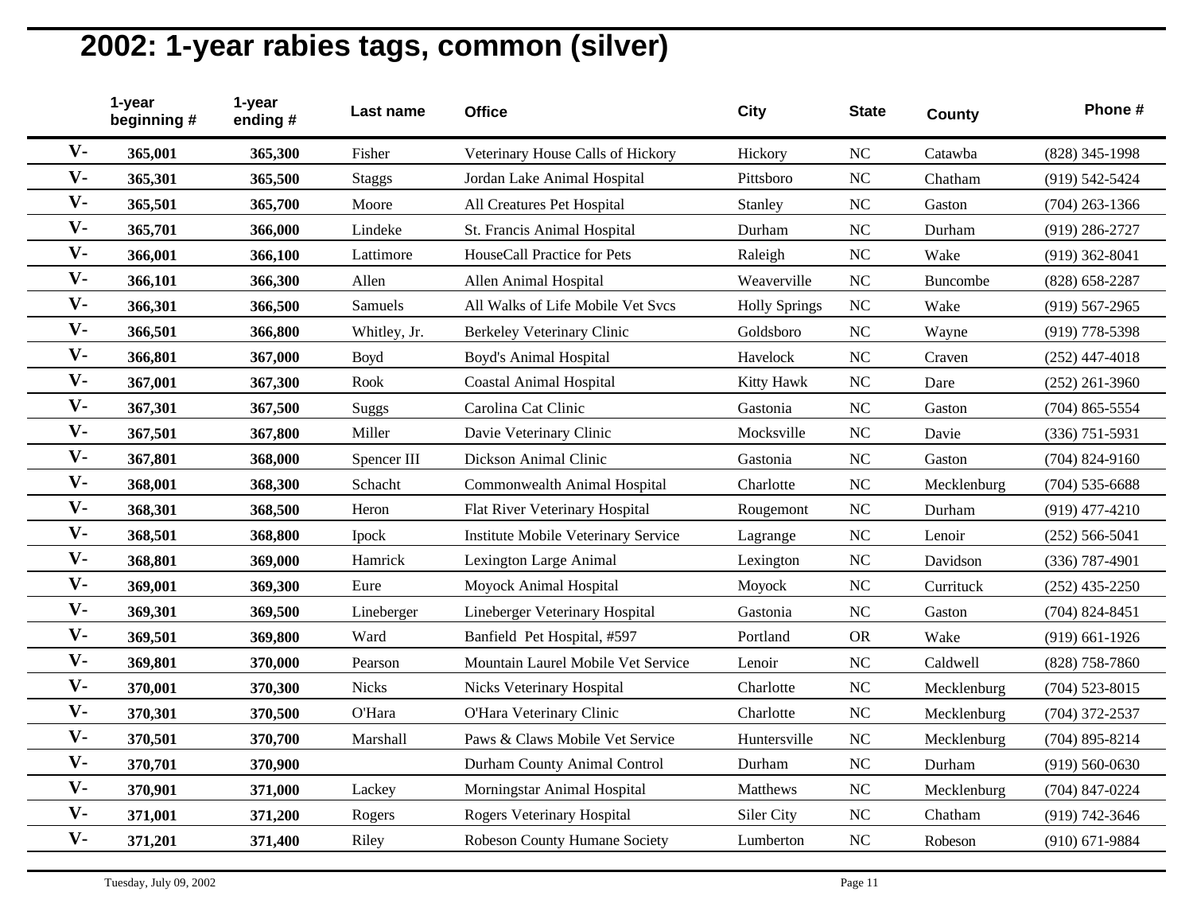## 2002: 1-year rabies tags, common (silver)

| | 1-year beginning # | 1-year ending # | Last name | Office | City | State | County | Phone # |
|---|---|---|---|---|---|---|---|---|
| V- | 365,001 | 365,300 | Fisher | Veterinary House Calls of Hickory | Hickory | NC | Catawba | (828) 345-1998 |
| V- | 365,301 | 365,500 | Staggs | Jordan Lake Animal Hospital | Pittsboro | NC | Chatham | (919) 542-5424 |
| V- | 365,501 | 365,700 | Moore | All Creatures Pet Hospital | Stanley | NC | Gaston | (704) 263-1366 |
| V- | 365,701 | 366,000 | Lindeke | St. Francis Animal Hospital | Durham | NC | Durham | (919) 286-2727 |
| V- | 366,001 | 366,100 | Lattimore | HouseCall Practice for Pets | Raleigh | NC | Wake | (919) 362-8041 |
| V- | 366,101 | 366,300 | Allen | Allen Animal Hospital | Weaverville | NC | Buncombe | (828) 658-2287 |
| V- | 366,301 | 366,500 | Samuels | All Walks of Life Mobile Vet Svcs | Holly Springs | NC | Wake | (919) 567-2965 |
| V- | 366,501 | 366,800 | Whitley, Jr. | Berkeley Veterinary Clinic | Goldsboro | NC | Wayne | (919) 778-5398 |
| V- | 366,801 | 367,000 | Boyd | Boyd's Animal Hospital | Havelock | NC | Craven | (252) 447-4018 |
| V- | 367,001 | 367,300 | Rook | Coastal Animal Hospital | Kitty Hawk | NC | Dare | (252) 261-3960 |
| V- | 367,301 | 367,500 | Suggs | Carolina Cat Clinic | Gastonia | NC | Gaston | (704) 865-5554 |
| V- | 367,501 | 367,800 | Miller | Davie Veterinary Clinic | Mocksville | NC | Davie | (336) 751-5931 |
| V- | 367,801 | 368,000 | Spencer III | Dickson Animal Clinic | Gastonia | NC | Gaston | (704) 824-9160 |
| V- | 368,001 | 368,300 | Schacht | Commonwealth Animal Hospital | Charlotte | NC | Mecklenburg | (704) 535-6688 |
| V- | 368,301 | 368,500 | Heron | Flat River Veterinary Hospital | Rougemont | NC | Durham | (919) 477-4210 |
| V- | 368,501 | 368,800 | Ipock | Institute Mobile Veterinary Service | Lagrange | NC | Lenoir | (252) 566-5041 |
| V- | 368,801 | 369,000 | Hamrick | Lexington Large Animal | Lexington | NC | Davidson | (336) 787-4901 |
| V- | 369,001 | 369,300 | Eure | Moyock Animal Hospital | Moyock | NC | Currituck | (252) 435-2250 |
| V- | 369,301 | 369,500 | Lineberger | Lineberger Veterinary Hospital | Gastonia | NC | Gaston | (704) 824-8451 |
| V- | 369,501 | 369,800 | Ward | Banfield Pet Hospital, #597 | Portland | OR | Wake | (919) 661-1926 |
| V- | 369,801 | 370,000 | Pearson | Mountain Laurel Mobile Vet Service | Lenoir | NC | Caldwell | (828) 758-7860 |
| V- | 370,001 | 370,300 | Nicks | Nicks Veterinary Hospital | Charlotte | NC | Mecklenburg | (704) 523-8015 |
| V- | 370,301 | 370,500 | O'Hara | O'Hara Veterinary Clinic | Charlotte | NC | Mecklenburg | (704) 372-2537 |
| V- | 370,501 | 370,700 | Marshall | Paws & Claws Mobile Vet Service | Huntersville | NC | Mecklenburg | (704) 895-8214 |
| V- | 370,701 | 370,900 | | Durham County Animal Control | Durham | NC | Durham | (919) 560-0630 |
| V- | 370,901 | 371,000 | Lackey | Morningstar Animal Hospital | Matthews | NC | Mecklenburg | (704) 847-0224 |
| V- | 371,001 | 371,200 | Rogers | Rogers Veterinary Hospital | Siler City | NC | Chatham | (919) 742-3646 |
| V- | 371,201 | 371,400 | Riley | Robeson County Humane Society | Lumberton | NC | Robeson | (910) 671-9884 |

Tuesday, July 09, 2002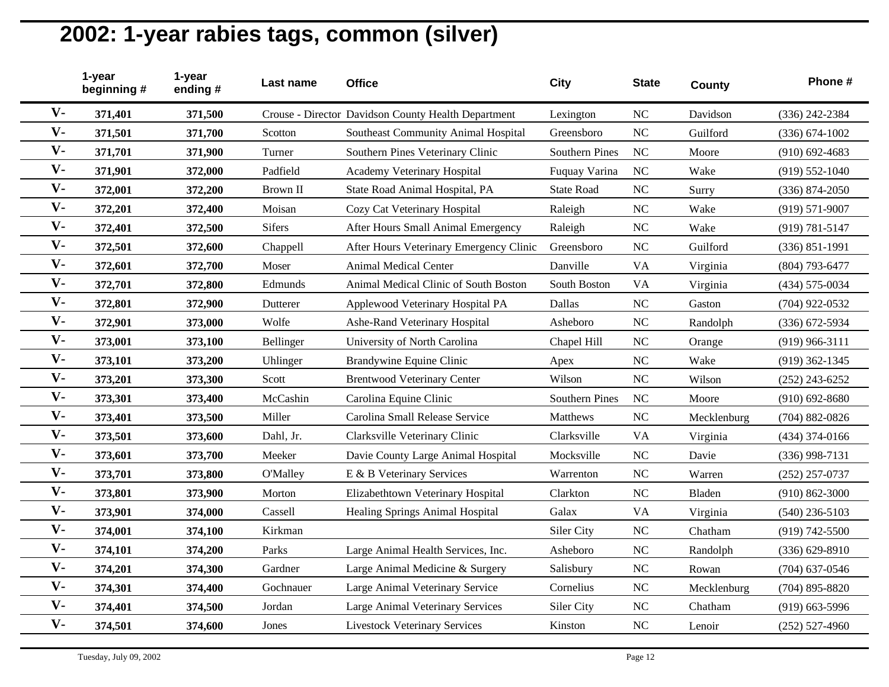# 2002: 1-year rabies tags, common (silver)

| | 1-year beginning # | 1-year ending # | Last name | Office | City | State | County | Phone # |
|---|---|---|---|---|---|---|---|---|
| V- | 371,401 | 371,500 | Crouse - Director | Davidson County Health Department | Lexington | NC | Davidson | (336) 242-2384 |
| V- | 371,501 | 371,700 | Scotton | Southeast Community Animal Hospital | Greensboro | NC | Guilford | (336) 674-1002 |
| V- | 371,701 | 371,900 | Turner | Southern Pines Veterinary Clinic | Southern Pines | NC | Moore | (910) 692-4683 |
| V- | 371,901 | 372,000 | Padfield | Academy Veterinary Hospital | Fuquay Varina | NC | Wake | (919) 552-1040 |
| V- | 372,001 | 372,200 | Brown II | State Road Animal Hospital, PA | State Road | NC | Surry | (336) 874-2050 |
| V- | 372,201 | 372,400 | Moisan | Cozy Cat Veterinary Hospital | Raleigh | NC | Wake | (919) 571-9007 |
| V- | 372,401 | 372,500 | Sifers | After Hours Small Animal Emergency | Raleigh | NC | Wake | (919) 781-5147 |
| V- | 372,501 | 372,600 | Chappell | After Hours Veterinary Emergency Clinic | Greensboro | NC | Guilford | (336) 851-1991 |
| V- | 372,601 | 372,700 | Moser | Animal Medical Center | Danville | VA | Virginia | (804) 793-6477 |
| V- | 372,701 | 372,800 | Edmunds | Animal Medical Clinic of South Boston | South Boston | VA | Virginia | (434) 575-0034 |
| V- | 372,801 | 372,900 | Dutterer | Applewood Veterinary Hospital PA | Dallas | NC | Gaston | (704) 922-0532 |
| V- | 372,901 | 373,000 | Wolfe | Ashe-Rand Veterinary Hospital | Asheboro | NC | Randolph | (336) 672-5934 |
| V- | 373,001 | 373,100 | Bellinger | University of North Carolina | Chapel Hill | NC | Orange | (919) 966-3111 |
| V- | 373,101 | 373,200 | Uhlinger | Brandywine Equine Clinic | Apex | NC | Wake | (919) 362-1345 |
| V- | 373,201 | 373,300 | Scott | Brentwood Veterinary Center | Wilson | NC | Wilson | (252) 243-6252 |
| V- | 373,301 | 373,400 | McCashin | Carolina Equine Clinic | Southern Pines | NC | Moore | (910) 692-8680 |
| V- | 373,401 | 373,500 | Miller | Carolina Small Release Service | Matthews | NC | Mecklenburg | (704) 882-0826 |
| V- | 373,501 | 373,600 | Dahl, Jr. | Clarksville Veterinary Clinic | Clarksville | VA | Virginia | (434) 374-0166 |
| V- | 373,601 | 373,700 | Meeker | Davie County Large Animal Hospital | Mocksville | NC | Davie | (336) 998-7131 |
| V- | 373,701 | 373,800 | O'Malley | E & B Veterinary Services | Warrenton | NC | Warren | (252) 257-0737 |
| V- | 373,801 | 373,900 | Morton | Elizabethtown Veterinary Hospital | Clarkton | NC | Bladen | (910) 862-3000 |
| V- | 373,901 | 374,000 | Cassell | Healing Springs Animal Hospital | Galax | VA | Virginia | (540) 236-5103 |
| V- | 374,001 | 374,100 | Kirkman | | Siler City | NC | Chatham | (919) 742-5500 |
| V- | 374,101 | 374,200 | Parks | Large Animal Health Services, Inc. | Asheboro | NC | Randolph | (336) 629-8910 |
| V- | 374,201 | 374,300 | Gardner | Large Animal Medicine & Surgery | Salisbury | NC | Rowan | (704) 637-0546 |
| V- | 374,301 | 374,400 | Gochnauer | Large Animal Veterinary Service | Cornelius | NC | Mecklenburg | (704) 895-8820 |
| V- | 374,401 | 374,500 | Jordan | Large Animal Veterinary Services | Siler City | NC | Chatham | (919) 663-5996 |
| V- | 374,501 | 374,600 | Jones | Livestock Veterinary Services | Kinston | NC | Lenoir | (252) 527-4960 |

Tuesday, July 09, 2002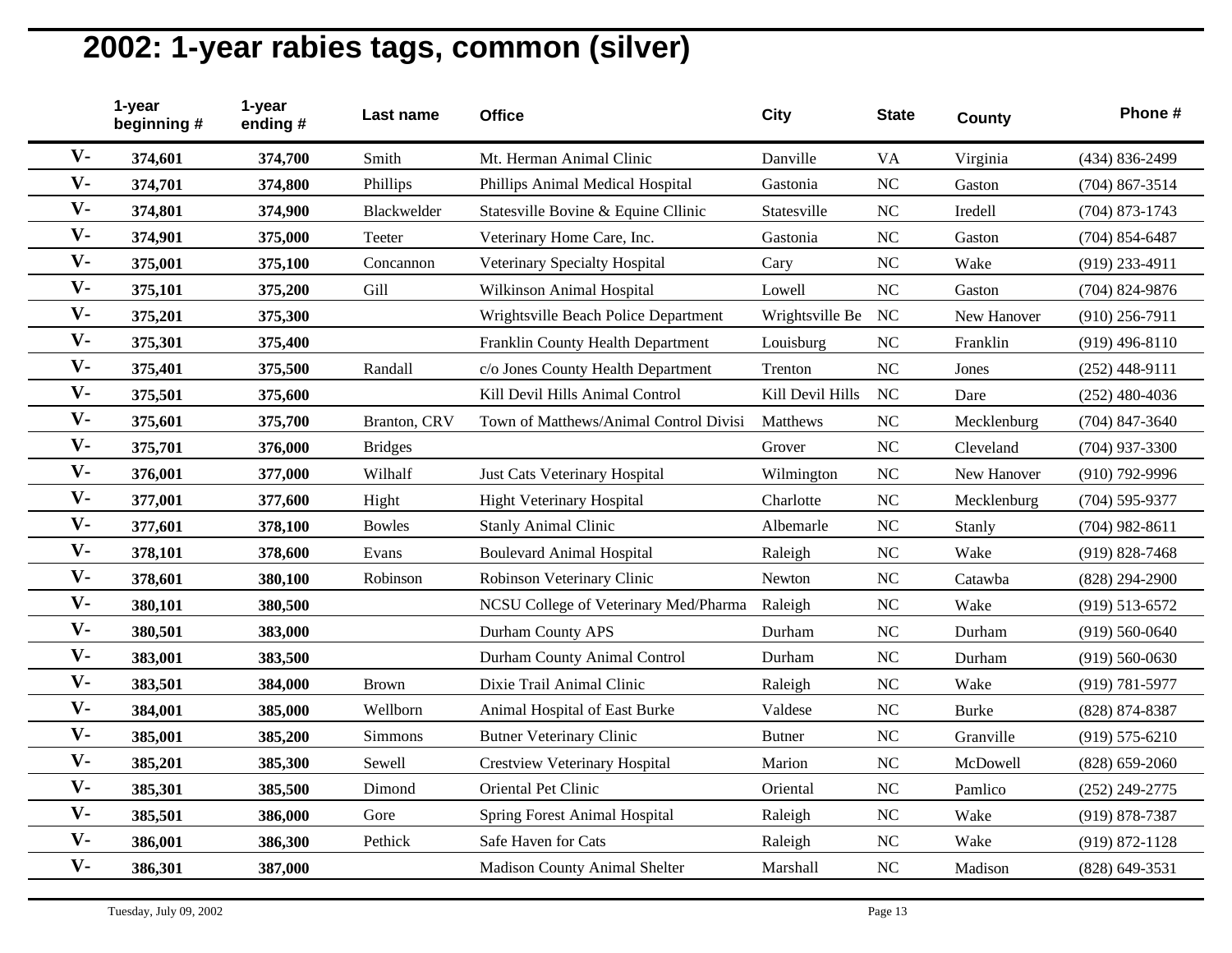# 2002: 1-year rabies tags, common (silver)

| | 1-year beginning # | 1-year ending # | Last name | Office | City | State | County | Phone # |
|---|---|---|---|---|---|---|---|---|
| V- | **374,601** | **374,700** | Smith | Mt. Herman Animal Clinic | Danville | VA | Virginia | (434) 836-2499 |
| V- | **374,701** | **374,800** | Phillips | Phillips Animal Medical Hospital | Gastonia | NC | Gaston | (704) 867-3514 |
| V- | **374,801** | **374,900** | Blackwelder | Statesville Bovine & Equine Cllinic | Statesville | NC | Iredell | (704) 873-1743 |
| V- | **374,901** | **375,000** | Teeter | Veterinary Home Care, Inc. | Gastonia | NC | Gaston | (704) 854-6487 |
| V- | **375,001** | **375,100** | Concannon | Veterinary Specialty Hospital | Cary | NC | Wake | (919) 233-4911 |
| V- | **375,101** | **375,200** | Gill | Wilkinson Animal Hospital | Lowell | NC | Gaston | (704) 824-9876 |
| V- | **375,201** | **375,300** | | Wrightsville Beach Police Department | Wrightsville Be | NC | New Hanover | (910) 256-7911 |
| V- | **375,301** | **375,400** | | Franklin County Health Department | Louisburg | NC | Franklin | (919) 496-8110 |
| V- | **375,401** | **375,500** | Randall | c/o Jones County Health Department | Trenton | NC | Jones | (252) 448-9111 |
| V- | **375,501** | **375,600** | | Kill Devil Hills Animal Control | Kill Devil Hills | NC | Dare | (252) 480-4036 |
| V- | **375,601** | **375,700** | Branton, CRV | Town of Matthews/Animal Control Divisi | Matthews | NC | Mecklenburg | (704) 847-3640 |
| V- | **375,701** | **376,000** | Bridges | | Grover | NC | Cleveland | (704) 937-3300 |
| V- | **376,001** | **377,000** | Wilhalf | Just Cats Veterinary Hospital | Wilmington | NC | New Hanover | (910) 792-9996 |
| V- | **377,001** | **377,600** | Hight | Hight Veterinary Hospital | Charlotte | NC | Mecklenburg | (704) 595-9377 |
| V- | **377,601** | **378,100** | Bowles | Stanly Animal Clinic | Albemarle | NC | Stanly | (704) 982-8611 |
| V- | **378,101** | **378,600** | Evans | Boulevard Animal Hospital | Raleigh | NC | Wake | (919) 828-7468 |
| V- | **378,601** | **380,100** | Robinson | Robinson Veterinary Clinic | Newton | NC | Catawba | (828) 294-2900 |
| V- | **380,101** | **380,500** | | NCSU College of Veterinary Med/Pharma | Raleigh | NC | Wake | (919) 513-6572 |
| V- | **380,501** | **383,000** | | Durham County APS | Durham | NC | Durham | (919) 560-0640 |
| V- | **383,001** | **383,500** | | Durham County Animal Control | Durham | NC | Durham | (919) 560-0630 |
| V- | **383,501** | **384,000** | Brown | Dixie Trail Animal Clinic | Raleigh | NC | Wake | (919) 781-5977 |
| V- | **384,001** | **385,000** | Wellborn | Animal Hospital of East Burke | Valdese | NC | Burke | (828) 874-8387 |
| V- | **385,001** | **385,200** | Simmons | Butner Veterinary Clinic | Butner | NC | Granville | (919) 575-6210 |
| V- | **385,201** | **385,300** | Sewell | Crestview Veterinary Hospital | Marion | NC | McDowell | (828) 659-2060 |
| V- | **385,301** | **385,500** | Dimond | Oriental Pet Clinic | Oriental | NC | Pamlico | (252) 249-2775 |
| V- | **385,501** | **386,000** | Gore | Spring Forest Animal Hospital | Raleigh | NC | Wake | (919) 878-7387 |
| V- | **386,001** | **386,300** | Pethick | Safe Haven for Cats | Raleigh | NC | Wake | (919) 872-1128 |
| V- | **386,301** | **387,000** | | Madison County Animal Shelter | Marshall | NC | Madison | (828) 649-3531 |

Tuesday, July 09, 2002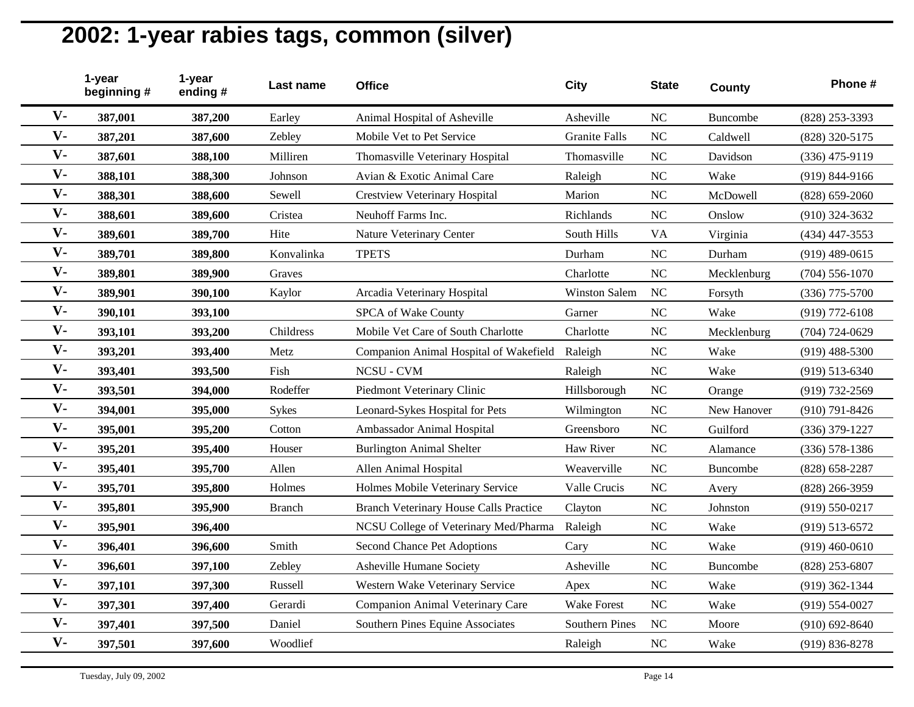# 2002: 1-year rabies tags, common (silver)

| | 1-year beginning # | 1-year ending # | Last name | Office | City | State | County | Phone # |
|---|---|---|---|---|---|---|---|---|
| V- | 387,001 | 387,200 | Earley | Animal Hospital of Asheville | Asheville | NC | Buncombe | (828) 253-3393 |
| V- | 387,201 | 387,600 | Zebley | Mobile Vet to Pet Service | Granite Falls | NC | Caldwell | (828) 320-5175 |
| V- | 387,601 | 388,100 | Milliren | Thomasville Veterinary Hospital | Thomasville | NC | Davidson | (336) 475-9119 |
| V- | 388,101 | 388,300 | Johnson | Avian & Exotic Animal Care | Raleigh | NC | Wake | (919) 844-9166 |
| V- | 388,301 | 388,600 | Sewell | Crestview Veterinary Hospital | Marion | NC | McDowell | (828) 659-2060 |
| V- | 388,601 | 389,600 | Cristea | Neuhoff Farms Inc. | Richlands | NC | Onslow | (910) 324-3632 |
| V- | 389,601 | 389,700 | Hite | Nature Veterinary Center | South Hills | VA | Virginia | (434) 447-3553 |
| V- | 389,701 | 389,800 | Konvalinka | TPETS | Durham | NC | Durham | (919) 489-0615 |
| V- | 389,801 | 389,900 | Graves | | Charlotte | NC | Mecklenburg | (704) 556-1070 |
| V- | 389,901 | 390,100 | Kaylor | Arcadia Veterinary Hospital | Winston Salem | NC | Forsyth | (336) 775-5700 |
| V- | 390,101 | 393,100 | | SPCA of Wake County | Garner | NC | Wake | (919) 772-6108 |
| V- | 393,101 | 393,200 | Childress | Mobile Vet Care of South Charlotte | Charlotte | NC | Mecklenburg | (704) 724-0629 |
| V- | 393,201 | 393,400 | Metz | Companion Animal Hospital of Wakefield | Raleigh | NC | Wake | (919) 488-5300 |
| V- | 393,401 | 393,500 | Fish | NCSU - CVM | Raleigh | NC | Wake | (919) 513-6340 |
| V- | 393,501 | 394,000 | Rodeffer | Piedmont Veterinary Clinic | Hillsborough | NC | Orange | (919) 732-2569 |
| V- | 394,001 | 395,000 | Sykes | Leonard-Sykes Hospital for Pets | Wilmington | NC | New Hanover | (910) 791-8426 |
| V- | 395,001 | 395,200 | Cotton | Ambassador Animal Hospital | Greensboro | NC | Guilford | (336) 379-1227 |
| V- | 395,201 | 395,400 | Houser | Burlington Animal Shelter | Haw River | NC | Alamance | (336) 578-1386 |
| V- | 395,401 | 395,700 | Allen | Allen Animal Hospital | Weaverville | NC | Buncombe | (828) 658-2287 |
| V- | 395,701 | 395,800 | Holmes | Holmes Mobile Veterinary Service | Valle Crucis | NC | Avery | (828) 266-3959 |
| V- | 395,801 | 395,900 | Branch | Branch Veterinary House Calls Practice | Clayton | NC | Johnston | (919) 550-0217 |
| V- | 395,901 | 396,400 | | NCSU College of Veterinary Med/Pharma | Raleigh | NC | Wake | (919) 513-6572 |
| V- | 396,401 | 396,600 | Smith | Second Chance Pet Adoptions | Cary | NC | Wake | (919) 460-0610 |
| V- | 396,601 | 397,100 | Zebley | Asheville Humane Society | Asheville | NC | Buncombe | (828) 253-6807 |
| V- | 397,101 | 397,300 | Russell | Western Wake Veterinary Service | Apex | NC | Wake | (919) 362-1344 |
| V- | 397,301 | 397,400 | Gerardi | Companion Animal Veterinary Care | Wake Forest | NC | Wake | (919) 554-0027 |
| V- | 397,401 | 397,500 | Daniel | Southern Pines Equine Associates | Southern Pines | NC | Moore | (910) 692-8640 |
| V- | 397,501 | 397,600 | Woodlief | | Raleigh | NC | Wake | (919) 836-8278 |

Tuesday, July 09, 2002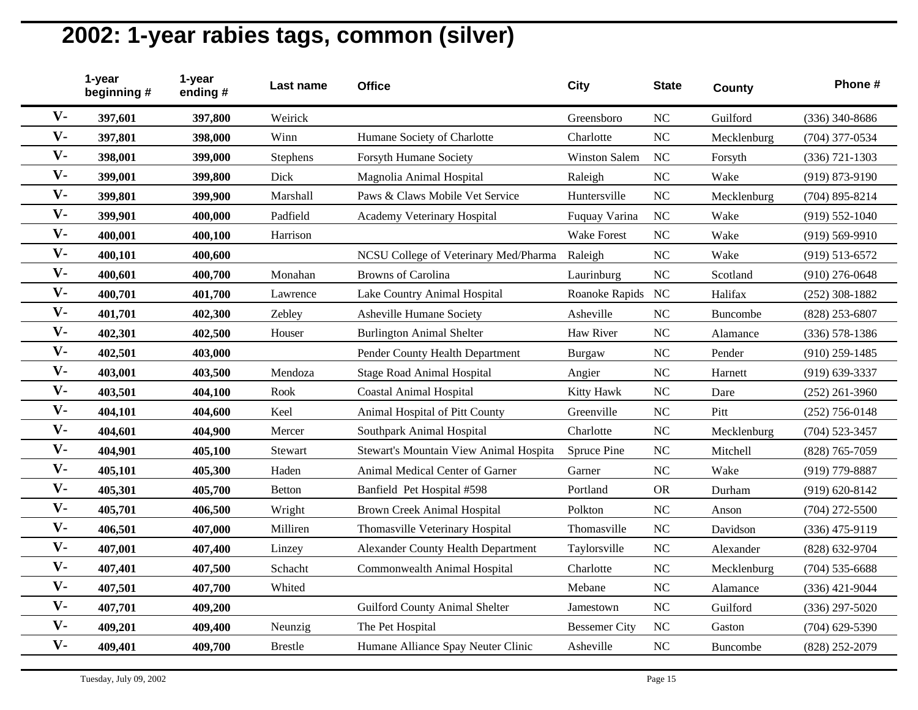# 2002: 1-year rabies tags, common (silver)

| | 1-year beginning # | 1-year ending # | Last name | Office | City | State | County | Phone # |
|---|---|---|---|---|---|---|---|---|
| V- | 397,601 | 397,800 | Weirick | | Greensboro | NC | Guilford | (336) 340-8686 |
| V- | 397,801 | 398,000 | Winn | Humane Society of Charlotte | Charlotte | NC | Mecklenburg | (704) 377-0534 |
| V- | 398,001 | 399,000 | Stephens | Forsyth Humane Society | Winston Salem | NC | Forsyth | (336) 721-1303 |
| V- | 399,001 | 399,800 | Dick | Magnolia Animal Hospital | Raleigh | NC | Wake | (919) 873-9190 |
| V- | 399,801 | 399,900 | Marshall | Paws & Claws Mobile Vet Service | Huntersville | NC | Mecklenburg | (704) 895-8214 |
| V- | 399,901 | 400,000 | Padfield | Academy Veterinary Hospital | Fuquay Varina | NC | Wake | (919) 552-1040 |
| V- | 400,001 | 400,100 | Harrison | | Wake Forest | NC | Wake | (919) 569-9910 |
| V- | 400,101 | 400,600 | | NCSU College of Veterinary Med/Pharma | Raleigh | NC | Wake | (919) 513-6572 |
| V- | 400,601 | 400,700 | Monahan | Browns of Carolina | Laurinburg | NC | Scotland | (910) 276-0648 |
| V- | 400,701 | 401,700 | Lawrence | Lake Country Animal Hospital | Roanoke Rapids | NC | Halifax | (252) 308-1882 |
| V- | 401,701 | 402,300 | Zebley | Asheville Humane Society | Asheville | NC | Buncombe | (828) 253-6807 |
| V- | 402,301 | 402,500 | Houser | Burlington Animal Shelter | Haw River | NC | Alamance | (336) 578-1386 |
| V- | 402,501 | 403,000 | | Pender County Health Department | Burgaw | NC | Pender | (910) 259-1485 |
| V- | 403,001 | 403,500 | Mendoza | Stage Road Animal Hospital | Angier | NC | Harnett | (919) 639-3337 |
| V- | 403,501 | 404,100 | Rook | Coastal Animal Hospital | Kitty Hawk | NC | Dare | (252) 261-3960 |
| V- | 404,101 | 404,600 | Keel | Animal Hospital of Pitt County | Greenville | NC | Pitt | (252) 756-0148 |
| V- | 404,601 | 404,900 | Mercer | Southpark Animal Hospital | Charlotte | NC | Mecklenburg | (704) 523-3457 |
| V- | 404,901 | 405,100 | Stewart | Stewart's Mountain View Animal Hospita | Spruce Pine | NC | Mitchell | (828) 765-7059 |
| V- | 405,101 | 405,300 | Haden | Animal Medical Center of Garner | Garner | NC | Wake | (919) 779-8887 |
| V- | 405,301 | 405,700 | Betton | Banfield Pet Hospital #598 | Portland | OR | Durham | (919) 620-8142 |
| V- | 405,701 | 406,500 | Wright | Brown Creek Animal Hospital | Polkton | NC | Anson | (704) 272-5500 |
| V- | 406,501 | 407,000 | Milliren | Thomasville Veterinary Hospital | Thomasville | NC | Davidson | (336) 475-9119 |
| V- | 407,001 | 407,400 | Linzey | Alexander County Health Department | Taylorsville | NC | Alexander | (828) 632-9704 |
| V- | 407,401 | 407,500 | Schacht | Commonwealth Animal Hospital | Charlotte | NC | Mecklenburg | (704) 535-6688 |
| V- | 407,501 | 407,700 | Whited | | Mebane | NC | Alamance | (336) 421-9044 |
| V- | 407,701 | 409,200 | | Guilford County Animal Shelter | Jamestown | NC | Guilford | (336) 297-5020 |
| V- | 409,201 | 409,400 | Neunzig | The Pet Hospital | Bessemer City | NC | Gaston | (704) 629-5390 |
| V- | 409,401 | 409,700 | Brestle | Humane Alliance Spay Neuter Clinic | Asheville | NC | Buncombe | (828) 252-2079 |

Tuesday, July 09, 2002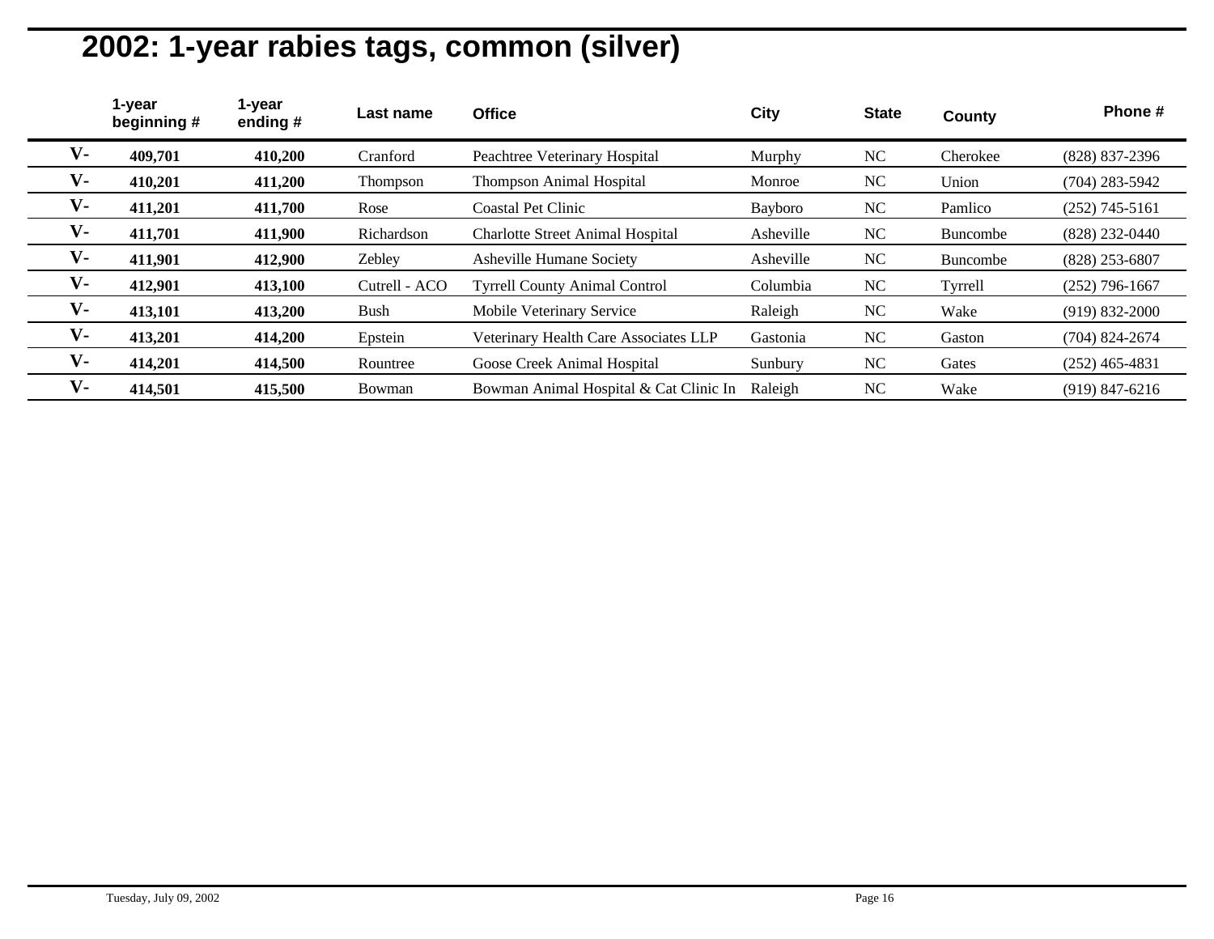# 2002: 1-year rabies tags, common (silver)

| | 1-year beginning # | 1-year ending # | Last name | Office | City | State | County | Phone # |
|---|---|---|---|---|---|---|---|---|
| V- | **409,701** | **410,200** | Cranford | Peachtree Veterinary Hospital | Murphy | NC | Cherokee | (828) 837-2396 |
| V- | **410,201** | **411,200** | Thompson | Thompson Animal Hospital | Monroe | NC | Union | (704) 283-5942 |
| V- | **411,201** | **411,700** | Rose | Coastal Pet Clinic | Bayboro | NC | Pamlico | (252) 745-5161 |
| V- | **411,701** | **411,900** | Richardson | Charlotte Street Animal Hospital | Asheville | NC | Buncombe | (828) 232-0440 |
| V- | **411,901** | **412,900** | Zebley | Asheville Humane Society | Asheville | NC | Buncombe | (828) 253-6807 |
| V- | **412,901** | **413,100** | Cutrell - ACO | Tyrrell County Animal Control | Columbia | NC | Tyrrell | (252) 796-1667 |
| V- | **413,101** | **413,200** | Bush | Mobile Veterinary Service | Raleigh | NC | Wake | (919) 832-2000 |
| V- | **413,201** | **414,200** | Epstein | Veterinary Health Care Associates LLP | Gastonia | NC | Gaston | (704) 824-2674 |
| V- | **414,201** | **414,500** | Rountree | Goose Creek Animal Hospital | Sunbury | NC | Gates | (252) 465-4831 |
| V- | **414,501** | **415,500** | Bowman | Bowman Animal Hospital & Cat Clinic In | Raleigh | NC | Wake | (919) 847-6216 |

Tuesday, July 09, 2002